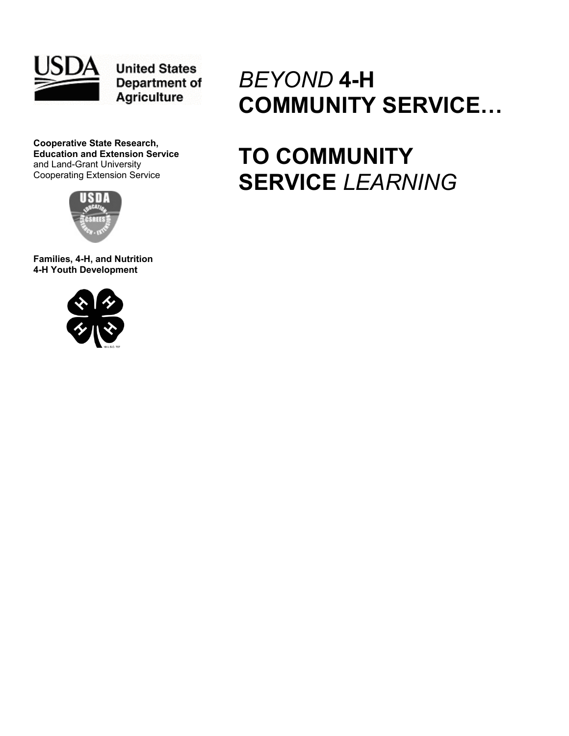# *BEYOND* 4-H COMMUNITY SERVICE…

# TO COMMUNITY SERVICE *LEARNING*

United States Department of Agriculture

**Cooperative State Research, Education and Extension Service**
and Land-Grant University
Cooperating Extension Service

**Families, 4-H, and Nutrition**
**4-H Youth Development**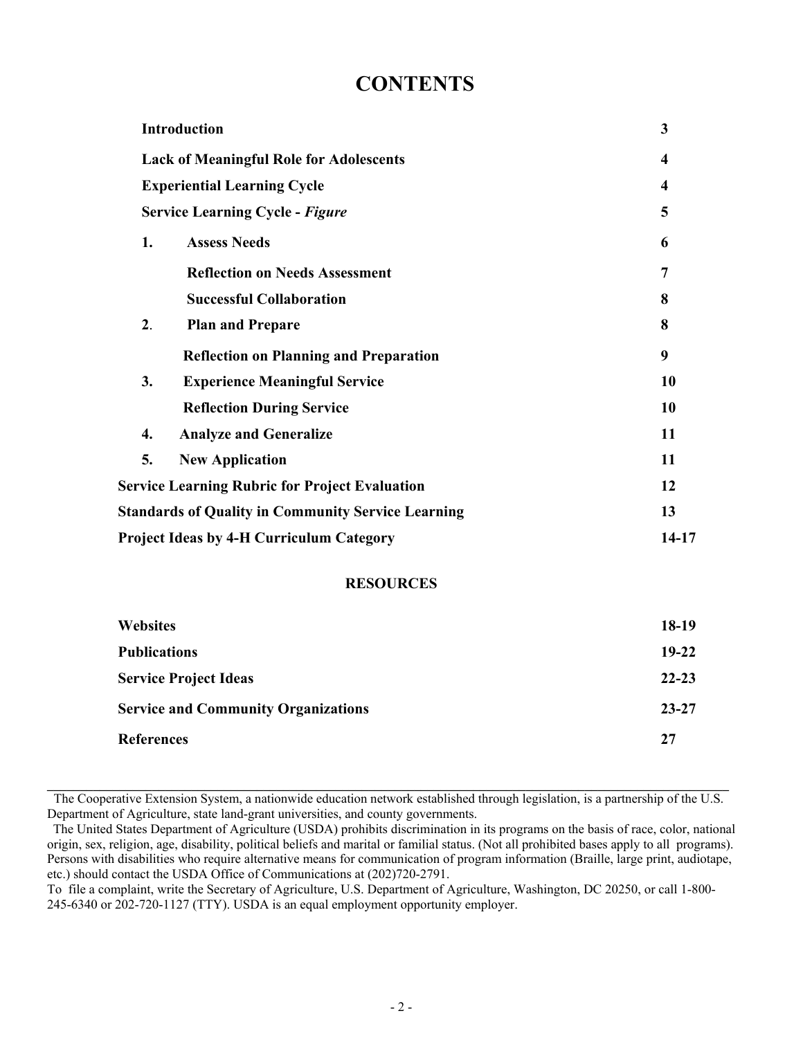# CONTENTS

| | |
|---|---|
| **Introduction** | **3** |
| **Lack of Meaningful Role for Adolescents** | **4** |
| **Experiential Learning Cycle** | **4** |
| **Service Learning Cycle -** ***Figure*** | **5** |
| **1. Assess Needs** | **6** |
| **Reflection on Needs Assessment** | **7** |
| **Successful Collaboration** | **8** |
| **2. Plan and Prepare** | **8** |
| **Reflection on Planning and Preparation** | **9** |
| **3. Experience Meaningful Service** | **10** |
| **Reflection During Service** | **10** |
| **4. Analyze and Generalize** | **11** |
| **5. New Application** | **11** |
| **Service Learning Rubric for Project Evaluation** | **12** |
| **Standards of Quality in Community Service Learning** | **13** |
| **Project Ideas by 4-H Curriculum Category** | **14-17** |

## RESOURCES

| | |
|---|---|
| **Websites** | **18-19** |
| **Publications** | **19-22** |
| **Service Project Ideas** | **22-23** |
| **Service and Community Organizations** | **23-27** |
| **References** | **27** |

---

The Cooperative Extension System, a nationwide education network established through legislation, is a partnership of the U.S. Department of Agriculture, state land-grant universities, and county governments.

The United States Department of Agriculture (USDA) prohibits discrimination in its programs on the basis of race, color, national origin, sex, religion, age, disability, political beliefs and marital or familial status. (Not all prohibited bases apply to all programs). Persons with disabilities who require alternative means for communication of program information (Braille, large print, audiotape, etc.) should contact the USDA Office of Communications at (202)720-2791.

To file a complaint, write the Secretary of Agriculture, U.S. Department of Agriculture, Washington, DC 20250, or call 1-800-245-6340 or 202-720-1127 (TTY). USDA is an equal employment opportunity employer.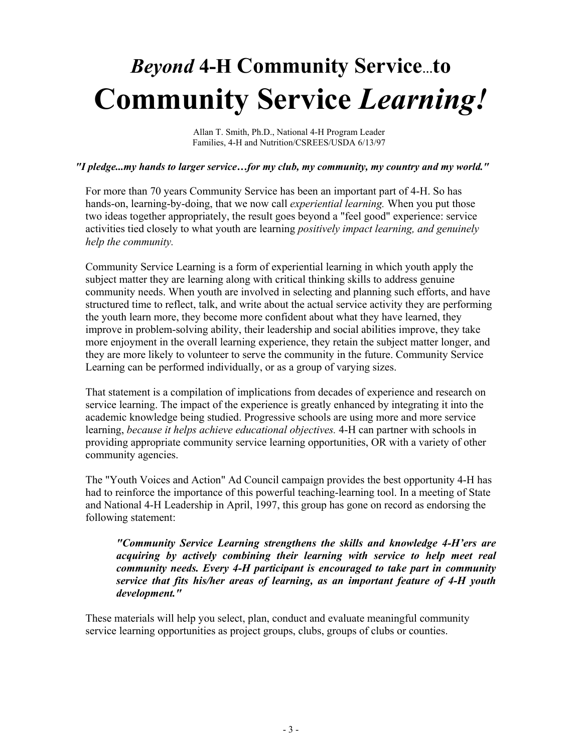# *Beyond* 4-H Community Service...to Community Service *Learning!*

Allan T. Smith, Ph.D., National 4-H Program Leader
Families, 4-H and Nutrition/CSREES/USDA 6/13/97

***"I pledge...my hands to larger service…for my club, my community, my country and my world."***

For more than 70 years Community Service has been an important part of 4-H. So has hands-on, learning-by-doing, that we now call *experiential learning.* When you put those two ideas together appropriately, the result goes beyond a "feel good" experience: service activities tied closely to what youth are learning *positively impact learning, and genuinely help the community.*

Community Service Learning is a form of experiential learning in which youth apply the subject matter they are learning along with critical thinking skills to address genuine community needs. When youth are involved in selecting and planning such efforts, and have structured time to reflect, talk, and write about the actual service activity they are performing the youth learn more, they become more confident about what they have learned, they improve in problem-solving ability, their leadership and social abilities improve, they take more enjoyment in the overall learning experience, they retain the subject matter longer, and they are more likely to volunteer to serve the community in the future. Community Service Learning can be performed individually, or as a group of varying sizes.

That statement is a compilation of implications from decades of experience and research on service learning. The impact of the experience is greatly enhanced by integrating it into the academic knowledge being studied. Progressive schools are using more and more service learning, *because it helps achieve educational objectives.* 4-H can partner with schools in providing appropriate community service learning opportunities, OR with a variety of other community agencies.

The "Youth Voices and Action" Ad Council campaign provides the best opportunity 4-H has had to reinforce the importance of this powerful teaching-learning tool. In a meeting of State and National 4-H Leadership in April, 1997, this group has gone on record as endorsing the following statement:

> ***"Community Service Learning strengthens the skills and knowledge 4-H'ers are acquiring by actively combining their learning with service to help meet real community needs. Every 4-H participant is encouraged to take part in community service that fits his/her areas of learning, as an important feature of 4-H youth development."***

These materials will help you select, plan, conduct and evaluate meaningful community service learning opportunities as project groups, clubs, groups of clubs or counties.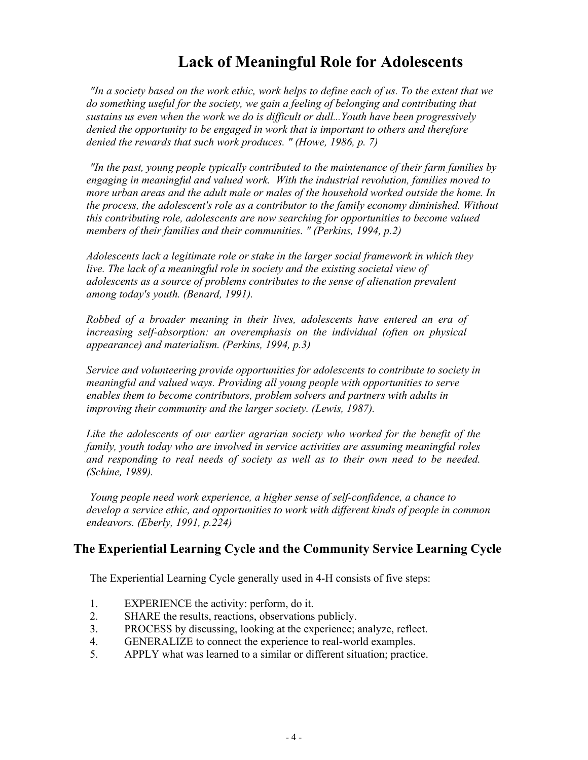# Lack of Meaningful Role for Adolescents

*"In a society based on the work ethic, work helps to define each of us. To the extent that we do something useful for the society, we gain a feeling of belonging and contributing that sustains us even when the work we do is difficult or dull...Youth have been progressively denied the opportunity to be engaged in work that is important to others and therefore denied the rewards that such work produces. " (Howe, 1986, p. 7)*

*"In the past, young people typically contributed to the maintenance of their farm families by engaging in meaningful and valued work. With the industrial revolution, families moved to more urban areas and the adult male or males of the household worked outside the home. In the process, the adolescent's role as a contributor to the family economy diminished. Without this contributing role, adolescents are now searching for opportunities to become valued members of their families and their communities. " (Perkins, 1994, p.2)*

*Adolescents lack a legitimate role or stake in the larger social framework in which they live. The lack of a meaningful role in society and the existing societal view of adolescents as a source of problems contributes to the sense of alienation prevalent among today's youth. (Benard, 1991).*

*Robbed of a broader meaning in their lives, adolescents have entered an era of increasing self-absorption: an overemphasis on the individual (often on physical appearance) and materialism. (Perkins, 1994, p.3)*

*Service and volunteering provide opportunities for adolescents to contribute to society in meaningful and valued ways. Providing all young people with opportunities to serve enables them to become contributors, problem solvers and partners with adults in improving their community and the larger society. (Lewis, 1987).*

*Like the adolescents of our earlier agrarian society who worked for the benefit of the family, youth today who are involved in service activities are assuming meaningful roles and responding to real needs of society as well as to their own need to be needed. (Schine, 1989).*

*Young people need work experience, a higher sense of self-confidence, a chance to develop a service ethic, and opportunities to work with different kinds of people in common endeavors. (Eberly, 1991, p.224)*

## The Experiential Learning Cycle and the Community Service Learning Cycle

The Experiential Learning Cycle generally used in 4-H consists of five steps:

1. EXPERIENCE the activity: perform, do it.
2. SHARE the results, reactions, observations publicly.
3. PROCESS by discussing, looking at the experience; analyze, reflect.
4. GENERALIZE to connect the experience to real-world examples.
5. APPLY what was learned to a similar or different situation; practice.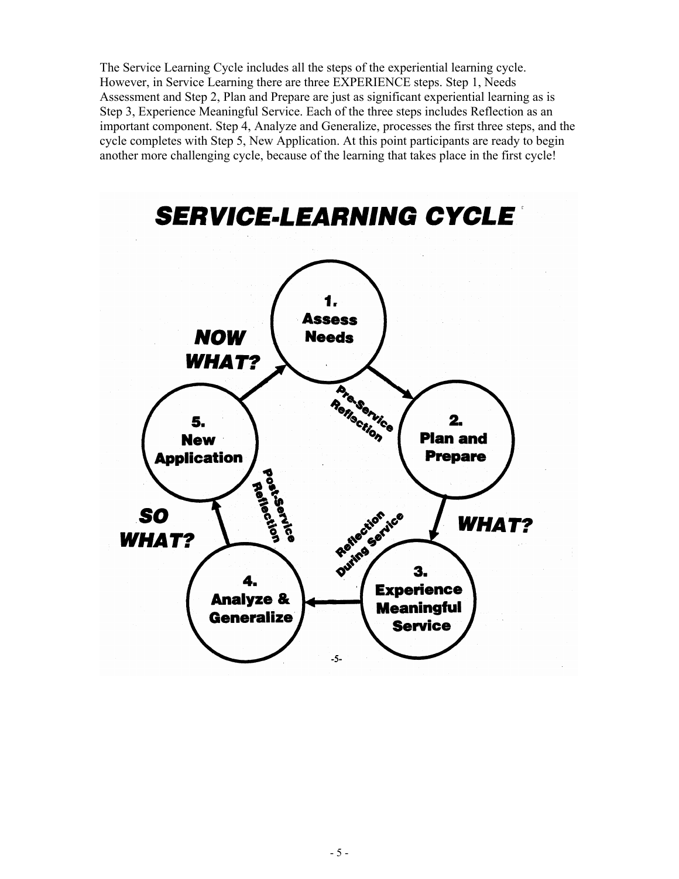The Service Learning Cycle includes all the steps of the experiential learning cycle. However, in Service Learning there are three EXPERIENCE steps. Step 1, Needs Assessment and Step 2, Plan and Prepare are just as significant experiential learning as is Step 3, Experience Meaningful Service. Each of the three steps includes Reflection as an important component. Step 4, Analyze and Generalize, processes the first three steps, and the cycle completes with Step 5, New Application. At this point participants are ready to begin another more challenging cycle, because of the learning that takes place in the first cycle!

## SERVICE-LEARNING CYCLE

1. Assess Needs
2. Plan and Prepare
3. Experience Meaningful Service
4. Analyze & Generalize
5. New Application

- Pre-Service Reflection (1 → 2)
- WHAT? (2 → 3)
- Reflection During Service (3 → 4)
- SO WHAT? / Post-Service Reflection (4 → 5)
- NOW WHAT? (5 → 1)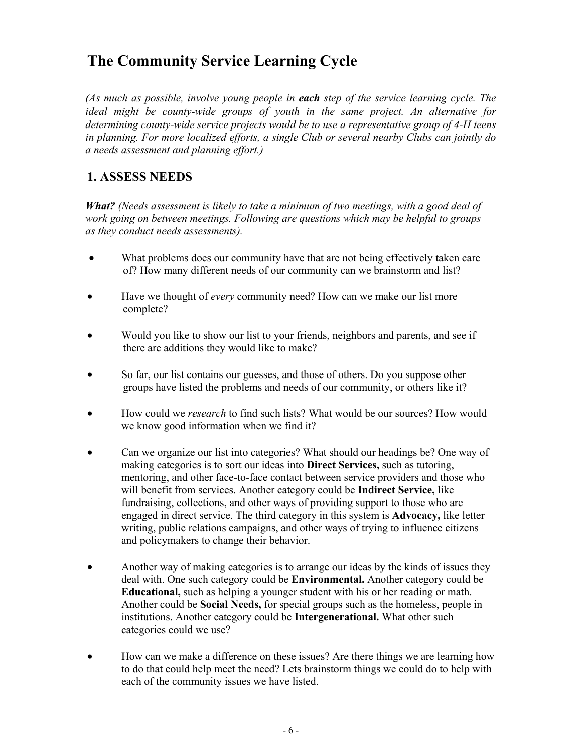# The Community Service Learning Cycle

*(As much as possible, involve young people in **each** step of the service learning cycle. The ideal might be county-wide groups of youth in the same project. An alternative for determining county-wide service projects would be to use a representative group of 4-H teens in planning. For more localized efforts, a single Club or several nearby Clubs can jointly do a needs assessment and planning effort.)*

## 1. ASSESS NEEDS

***What?*** *(Needs assessment is likely to take a minimum of two meetings, with a good deal of work going on between meetings. Following are questions which may be helpful to groups as they conduct needs assessments).*

- What problems does our community have that are not being effectively taken care of? How many different needs of our community can we brainstorm and list?
- Have we thought of *every* community need? How can we make our list more complete?
- Would you like to show our list to your friends, neighbors and parents, and see if there are additions they would like to make?
- So far, our list contains our guesses, and those of others. Do you suppose other groups have listed the problems and needs of our community, or others like it?
- How could we *research* to find such lists? What would be our sources? How would we know good information when we find it?
- Can we organize our list into categories? What should our headings be? One way of making categories is to sort our ideas into **Direct Services,** such as tutoring, mentoring, and other face-to-face contact between service providers and those who will benefit from services. Another category could be **Indirect Service,** like fundraising, collections, and other ways of providing support to those who are engaged in direct service. The third category in this system is **Advocacy,** like letter writing, public relations campaigns, and other ways of trying to influence citizens and policymakers to change their behavior.
- Another way of making categories is to arrange our ideas by the kinds of issues they deal with. One such category could be **Environmental.** Another category could be **Educational,** such as helping a younger student with his or her reading or math. Another could be **Social Needs,** for special groups such as the homeless, people in institutions. Another category could be **Intergenerational.** What other such categories could we use?
- How can we make a difference on these issues? Are there things we are learning how to do that could help meet the need? Lets brainstorm things we could do to help with each of the community issues we have listed.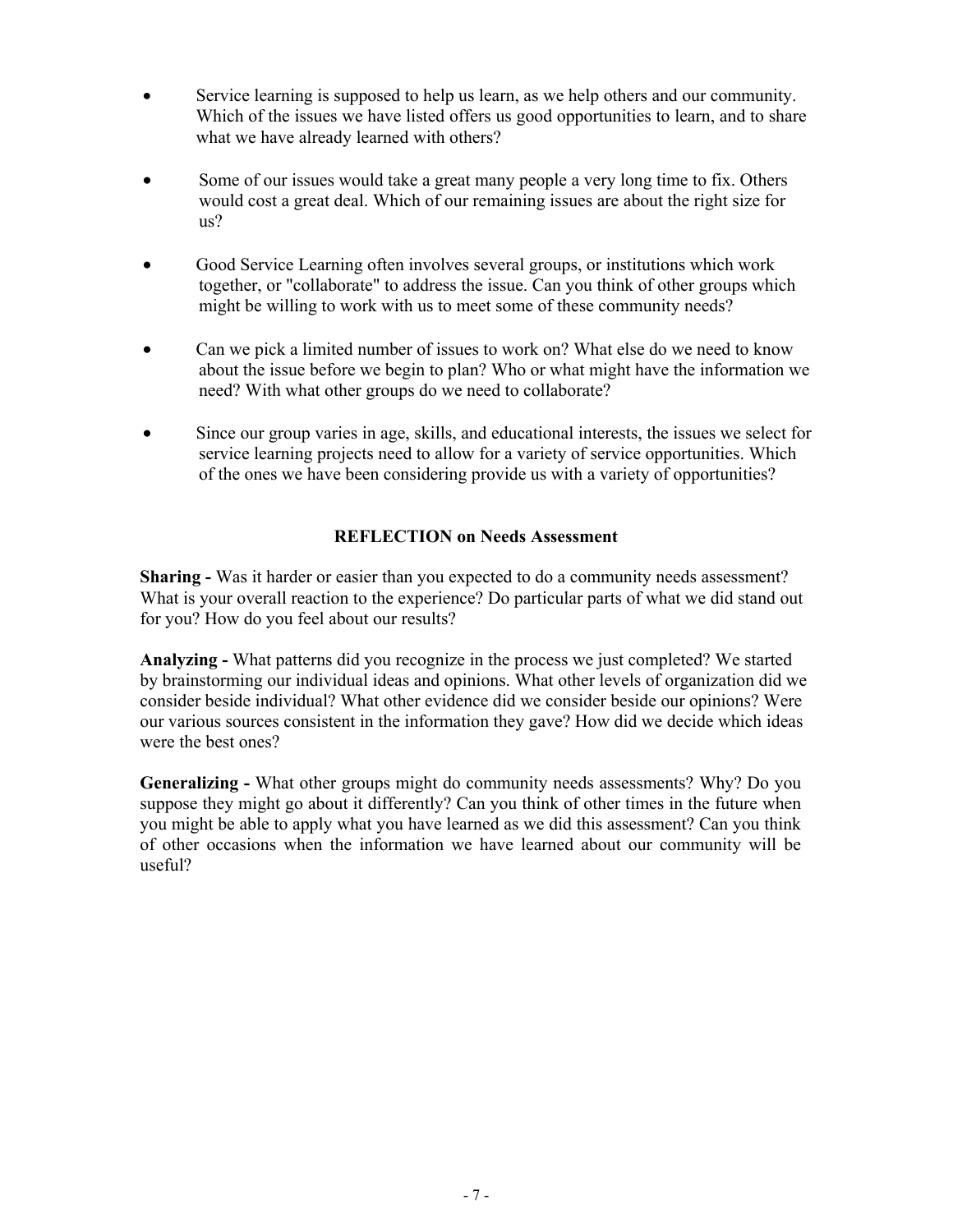- Service learning is supposed to help us learn, as we help others and our community. Which of the issues we have listed offers us good opportunities to learn, and to share what we have already learned with others?

- Some of our issues would take a great many people a very long time to fix. Others would cost a great deal. Which of our remaining issues are about the right size for us?

- Good Service Learning often involves several groups, or institutions which work together, or "collaborate" to address the issue. Can you think of other groups which might be willing to work with us to meet some of these community needs?

- Can we pick a limited number of issues to work on? What else do we need to know about the issue before we begin to plan? Who or what might have the information we need? With what other groups do we need to collaborate?

- Since our group varies in age, skills, and educational interests, the issues we select for service learning projects need to allow for a variety of service opportunities. Which of the ones we have been considering provide us with a variety of opportunities?

### REFLECTION on Needs Assessment

**Sharing -** Was it harder or easier than you expected to do a community needs assessment? What is your overall reaction to the experience? Do particular parts of what we did stand out for you? How do you feel about our results?

**Analyzing -** What patterns did you recognize in the process we just completed? We started by brainstorming our individual ideas and opinions. What other levels of organization did we consider beside individual? What other evidence did we consider beside our opinions? Were our various sources consistent in the information they gave? How did we decide which ideas were the best ones?

**Generalizing -** What other groups might do community needs assessments? Why? Do you suppose they might go about it differently? Can you think of other times in the future when you might be able to apply what you have learned as we did this assessment? Can you think of other occasions when the information we have learned about our community will be useful?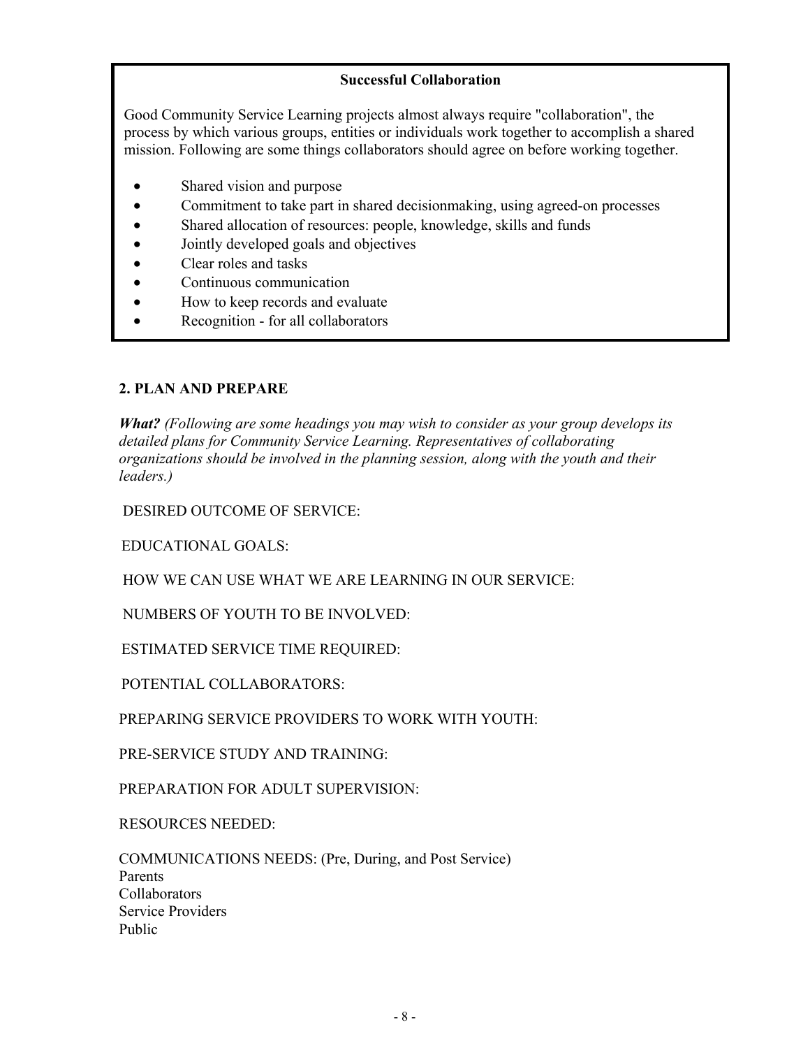**Successful Collaboration**

Good Community Service Learning projects almost always require "collaboration", the process by which various groups, entities or individuals work together to accomplish a shared mission. Following are some things collaborators should agree on before working together.

- Shared vision and purpose
- Commitment to take part in shared decisionmaking, using agreed-on processes
- Shared allocation of resources: people, knowledge, skills and funds
- Jointly developed goals and objectives
- Clear roles and tasks
- Continuous communication
- How to keep records and evaluate
- Recognition - for all collaborators

## 2. PLAN AND PREPARE

***What?*** *(Following are some headings you may wish to consider as your group develops its detailed plans for Community Service Learning. Representatives of collaborating organizations should be involved in the planning session, along with the youth and their leaders.)*

DESIRED OUTCOME OF SERVICE:

EDUCATIONAL GOALS:

HOW WE CAN USE WHAT WE ARE LEARNING IN OUR SERVICE:

NUMBERS OF YOUTH TO BE INVOLVED:

ESTIMATED SERVICE TIME REQUIRED:

POTENTIAL COLLABORATORS:

PREPARING SERVICE PROVIDERS TO WORK WITH YOUTH:

PRE-SERVICE STUDY AND TRAINING:

PREPARATION FOR ADULT SUPERVISION:

RESOURCES NEEDED:

COMMUNICATIONS NEEDS: (Pre, During, and Post Service)
Parents
Collaborators
Service Providers
Public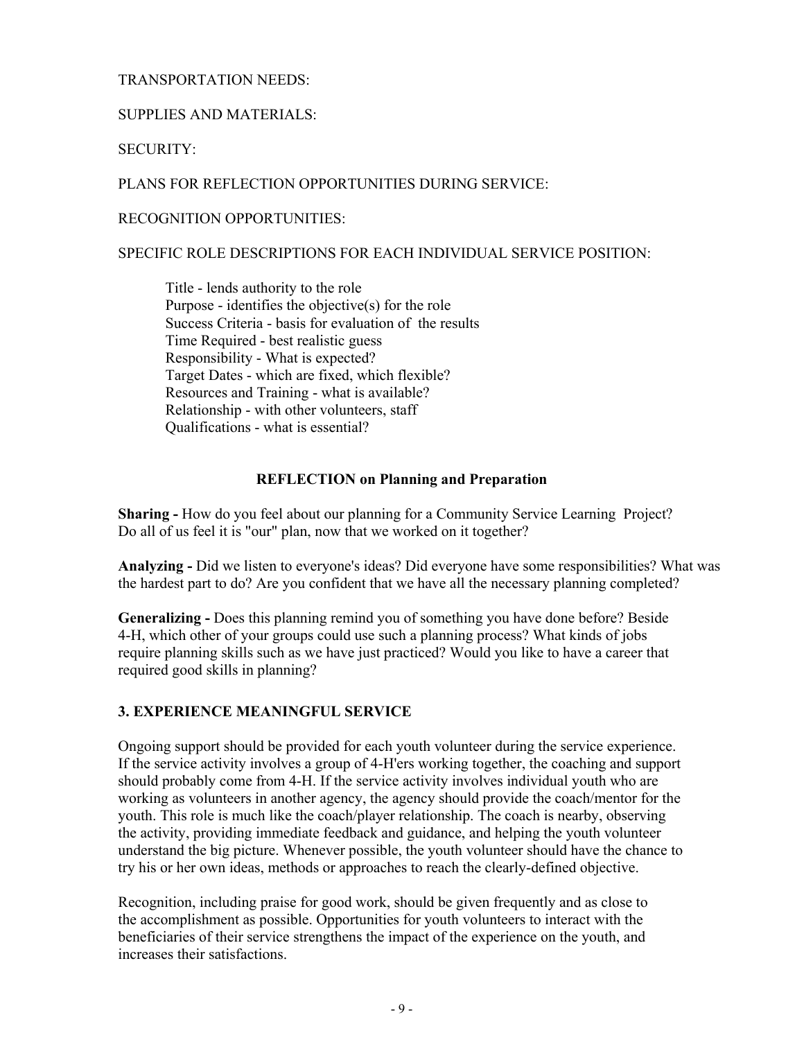TRANSPORTATION NEEDS:

SUPPLIES AND MATERIALS:

SECURITY:

PLANS FOR REFLECTION OPPORTUNITIES DURING SERVICE:

RECOGNITION OPPORTUNITIES:

SPECIFIC ROLE DESCRIPTIONS FOR EACH INDIVIDUAL SERVICE POSITION:

> Title - lends authority to the role
> Purpose - identifies the objective(s) for the role
> Success Criteria - basis for evaluation of the results
> Time Required - best realistic guess
> Responsibility - What is expected?
> Target Dates - which are fixed, which flexible?
> Resources and Training - what is available?
> Relationship - with other volunteers, staff
> Qualifications - what is essential?

**REFLECTION on Planning and Preparation**

**Sharing -** How do you feel about our planning for a Community Service Learning Project? Do all of us feel it is "our" plan, now that we worked on it together?

**Analyzing -** Did we listen to everyone's ideas? Did everyone have some responsibilities? What was the hardest part to do? Are you confident that we have all the necessary planning completed?

**Generalizing -** Does this planning remind you of something you have done before? Beside 4-H, which other of your groups could use such a planning process? What kinds of jobs require planning skills such as we have just practiced? Would you like to have a career that required good skills in planning?

## 3. EXPERIENCE MEANINGFUL SERVICE

Ongoing support should be provided for each youth volunteer during the service experience. If the service activity involves a group of 4-H'ers working together, the coaching and support should probably come from 4-H. If the service activity involves individual youth who are working as volunteers in another agency, the agency should provide the coach/mentor for the youth. This role is much like the coach/player relationship. The coach is nearby, observing the activity, providing immediate feedback and guidance, and helping the youth volunteer understand the big picture. Whenever possible, the youth volunteer should have the chance to try his or her own ideas, methods or approaches to reach the clearly-defined objective.

Recognition, including praise for good work, should be given frequently and as close to the accomplishment as possible. Opportunities for youth volunteers to interact with the beneficiaries of their service strengthens the impact of the experience on the youth, and increases their satisfactions.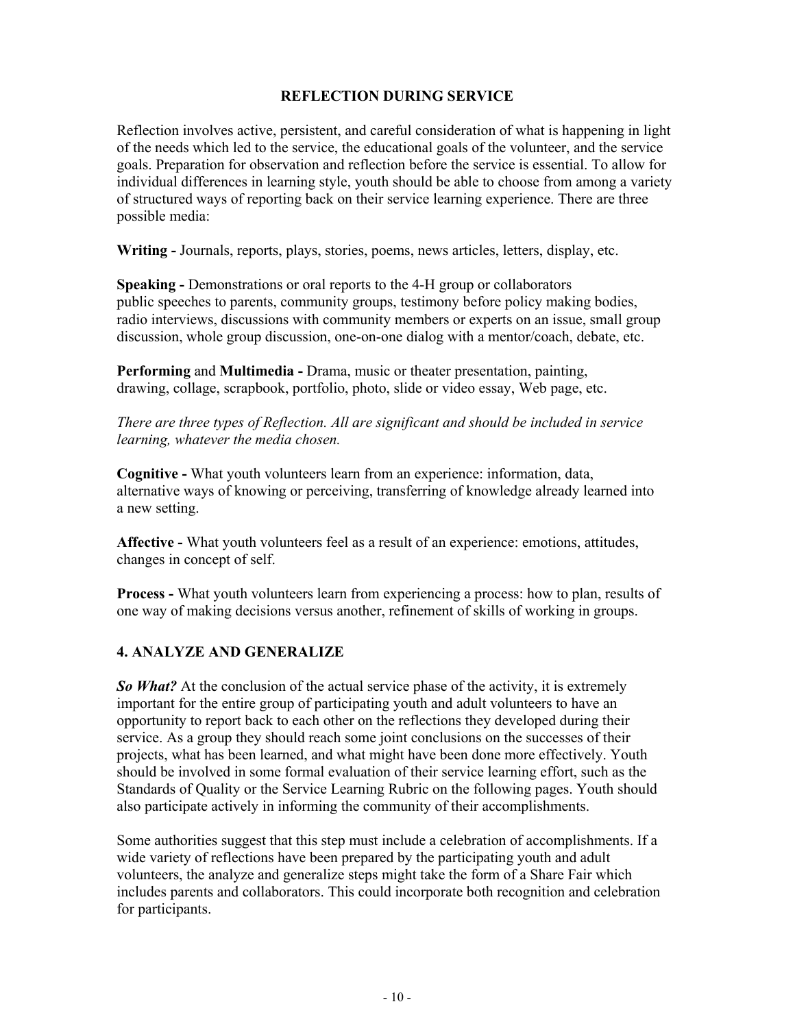## REFLECTION DURING SERVICE

Reflection involves active, persistent, and careful consideration of what is happening in light of the needs which led to the service, the educational goals of the volunteer, and the service goals. Preparation for observation and reflection before the service is essential. To allow for individual differences in learning style, youth should be able to choose from among a variety of structured ways of reporting back on their service learning experience. There are three possible media:

**Writing -** Journals, reports, plays, stories, poems, news articles, letters, display, etc.

**Speaking -** Demonstrations or oral reports to the 4-H group or collaborators public speeches to parents, community groups, testimony before policy making bodies, radio interviews, discussions with community members or experts on an issue, small group discussion, whole group discussion, one-on-one dialog with a mentor/coach, debate, etc.

**Performing** and **Multimedia -** Drama, music or theater presentation, painting, drawing, collage, scrapbook, portfolio, photo, slide or video essay, Web page, etc.

*There are three types of Reflection. All are significant and should be included in service learning, whatever the media chosen.*

**Cognitive -** What youth volunteers learn from an experience: information, data, alternative ways of knowing or perceiving, transferring of knowledge already learned into a new setting.

**Affective -** What youth volunteers feel as a result of an experience: emotions, attitudes, changes in concept of self.

**Process -** What youth volunteers learn from experiencing a process: how to plan, results of one way of making decisions versus another, refinement of skills of working in groups.

## 4. ANALYZE AND GENERALIZE

***So What?*** At the conclusion of the actual service phase of the activity, it is extremely important for the entire group of participating youth and adult volunteers to have an opportunity to report back to each other on the reflections they developed during their service. As a group they should reach some joint conclusions on the successes of their projects, what has been learned, and what might have been done more effectively. Youth should be involved in some formal evaluation of their service learning effort, such as the Standards of Quality or the Service Learning Rubric on the following pages. Youth should also participate actively in informing the community of their accomplishments.

Some authorities suggest that this step must include a celebration of accomplishments. If a wide variety of reflections have been prepared by the participating youth and adult volunteers, the analyze and generalize steps might take the form of a Share Fair which includes parents and collaborators. This could incorporate both recognition and celebration for participants.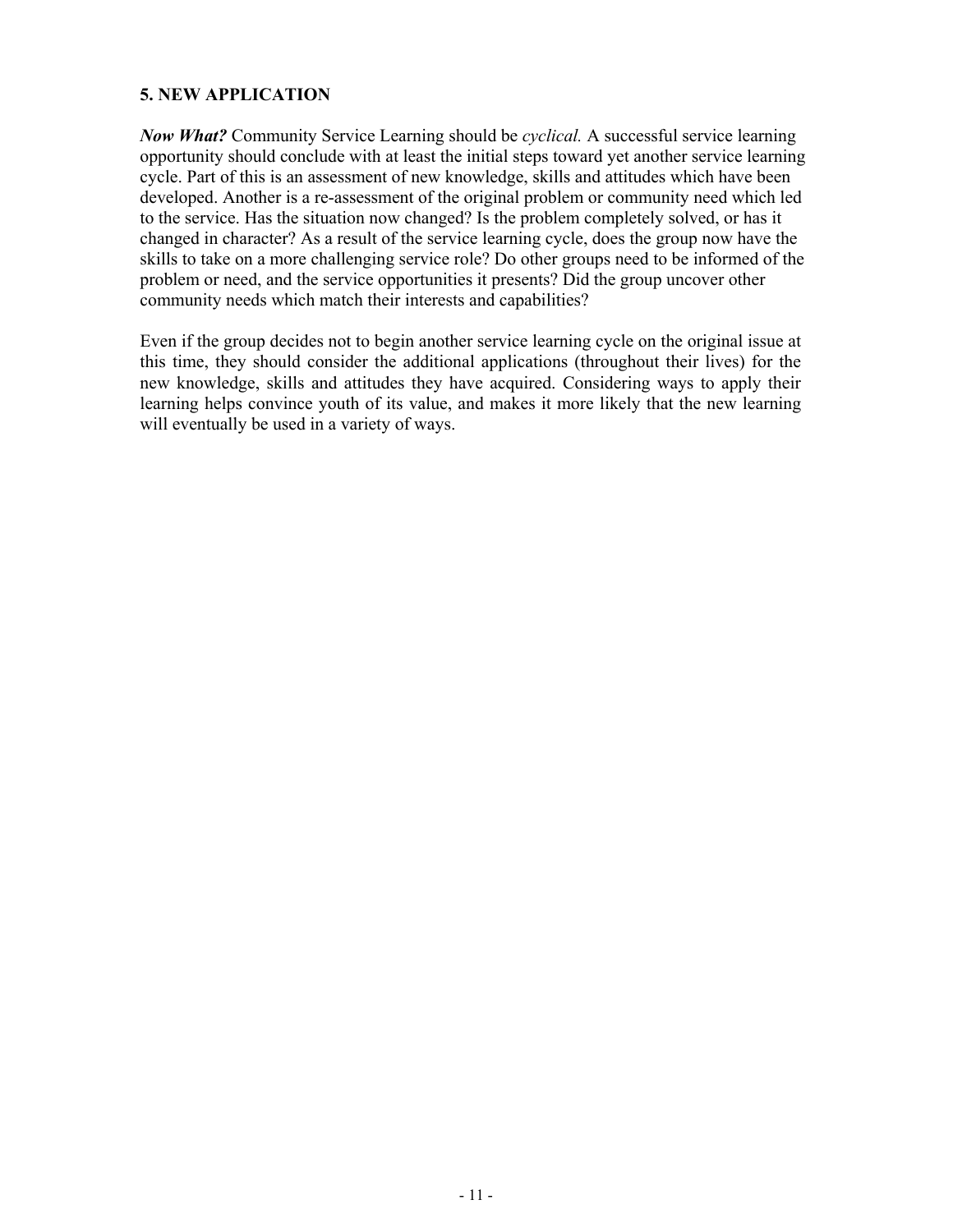### 5. NEW APPLICATION

***Now What?*** Community Service Learning should be *cyclical.* A successful service learning opportunity should conclude with at least the initial steps toward yet another service learning cycle. Part of this is an assessment of new knowledge, skills and attitudes which have been developed. Another is a re-assessment of the original problem or community need which led to the service. Has the situation now changed? Is the problem completely solved, or has it changed in character? As a result of the service learning cycle, does the group now have the skills to take on a more challenging service role? Do other groups need to be informed of the problem or need, and the service opportunities it presents? Did the group uncover other community needs which match their interests and capabilities?

Even if the group decides not to begin another service learning cycle on the original issue at this time, they should consider the additional applications (throughout their lives) for the new knowledge, skills and attitudes they have acquired. Considering ways to apply their learning helps convince youth of its value, and makes it more likely that the new learning will eventually be used in a variety of ways.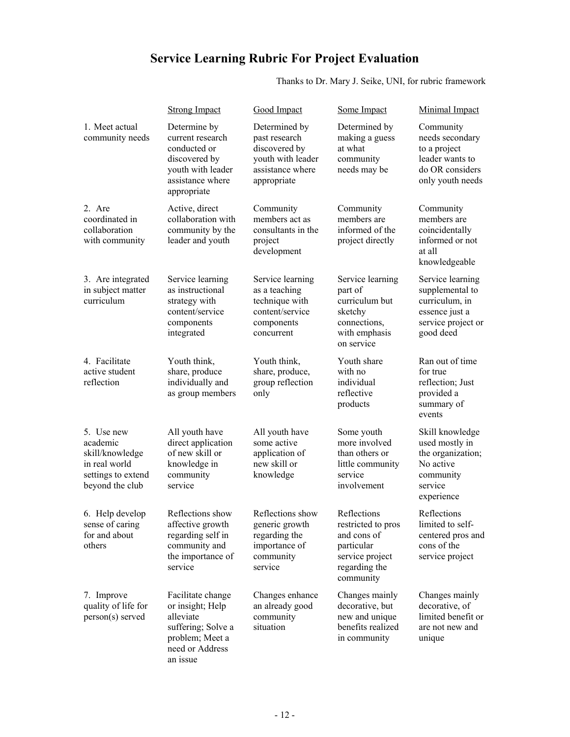# Service Learning Rubric For Project Evaluation

Thanks to Dr. Mary J. Seike, UNI, for rubric framework

| | Strong Impact | Good Impact | Some Impact | Minimal Impact |
|---|---|---|---|---|
| 1. Meet actual community needs | Determine by current research conducted or discovered by youth with leader assistance where appropriate | Determined by past research discovered by youth with leader assistance where appropriate | Determined by making a guess at what community needs may be | Community needs secondary to a project leader wants to do OR considers only youth needs |
| 2. Are coordinated in collaboration with community | Active, direct collaboration with community by the leader and youth | Community members act as consultants in the project development | Community members are informed of the project directly | Community members are coincidentally informed or not at all knowledgeable |
| 3. Are integrated in subject matter curriculum | Service learning as instructional strategy with content/service components integrated | Service learning as a teaching technique with content/service components concurrent | Service learning part of curriculum but sketchy connections, with emphasis on service | Service learning supplemental to curriculum, in essence just a service project or good deed |
| 4. Facilitate active student reflection | Youth think, share, produce individually and as group members | Youth think, share, produce, group reflection only | Youth share with no individual reflective products | Ran out of time for true reflection; Just provided a summary of events |
| 5. Use new academic skill/knowledge in real world settings to extend beyond the club | All youth have direct application of new skill or knowledge in community service | All youth have some active application of new skill or knowledge | Some youth more involved than others or little community service involvement | Skill knowledge used mostly in the organization; No active community service experience |
| 6. Help develop sense of caring for and about others | Reflections show affective growth regarding self in community and the importance of service | Reflections show generic growth regarding the importance of community service | Reflections restricted to pros and cons of particular service project regarding the community | Reflections limited to self-centered pros and cons of the service project |
| 7. Improve quality of life for person(s) served | Facilitate change or insight; Help alleviate suffering; Solve a problem; Meet a need or Address an issue | Changes enhance an already good community situation | Changes mainly decorative, but new and unique benefits realized in community | Changes mainly decorative, of limited benefit or are not new and unique |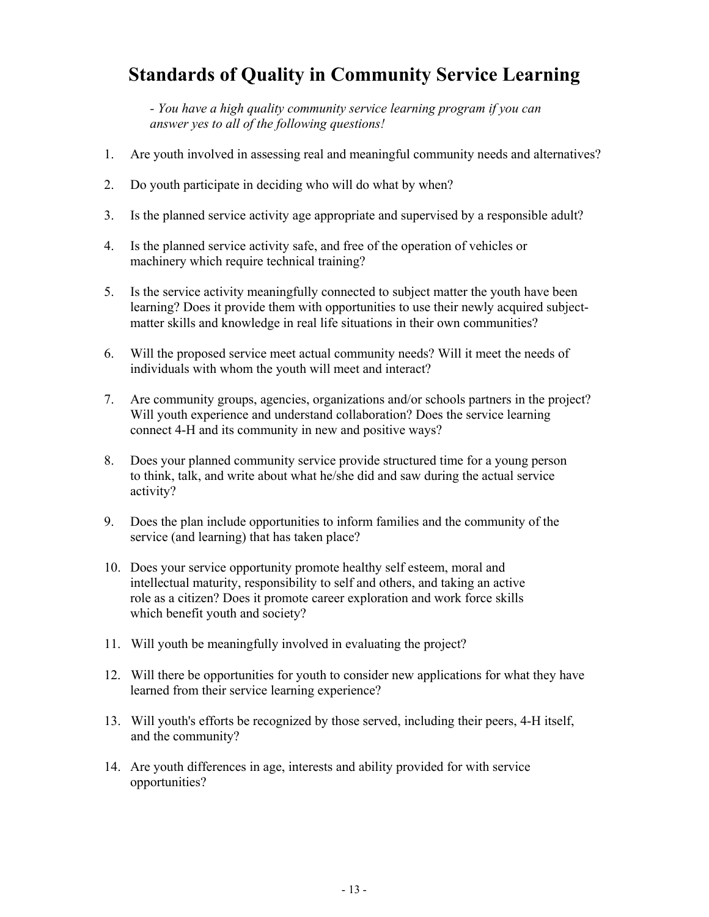# Standards of Quality in Community Service Learning

*- You have a high quality community service learning program if you can answer yes to all of the following questions!*

1. Are youth involved in assessing real and meaningful community needs and alternatives?

2. Do youth participate in deciding who will do what by when?

3. Is the planned service activity age appropriate and supervised by a responsible adult?

4. Is the planned service activity safe, and free of the operation of vehicles or machinery which require technical training?

5. Is the service activity meaningfully connected to subject matter the youth have been learning? Does it provide them with opportunities to use their newly acquired subject-matter skills and knowledge in real life situations in their own communities?

6. Will the proposed service meet actual community needs? Will it meet the needs of individuals with whom the youth will meet and interact?

7. Are community groups, agencies, organizations and/or schools partners in the project? Will youth experience and understand collaboration? Does the service learning connect 4-H and its community in new and positive ways?

8. Does your planned community service provide structured time for a young person to think, talk, and write about what he/she did and saw during the actual service activity?

9. Does the plan include opportunities to inform families and the community of the service (and learning) that has taken place?

10. Does your service opportunity promote healthy self esteem, moral and intellectual maturity, responsibility to self and others, and taking an active role as a citizen? Does it promote career exploration and work force skills which benefit youth and society?

11. Will youth be meaningfully involved in evaluating the project?

12. Will there be opportunities for youth to consider new applications for what they have learned from their service learning experience?

13. Will youth's efforts be recognized by those served, including their peers, 4-H itself, and the community?

14. Are youth differences in age, interests and ability provided for with service opportunities?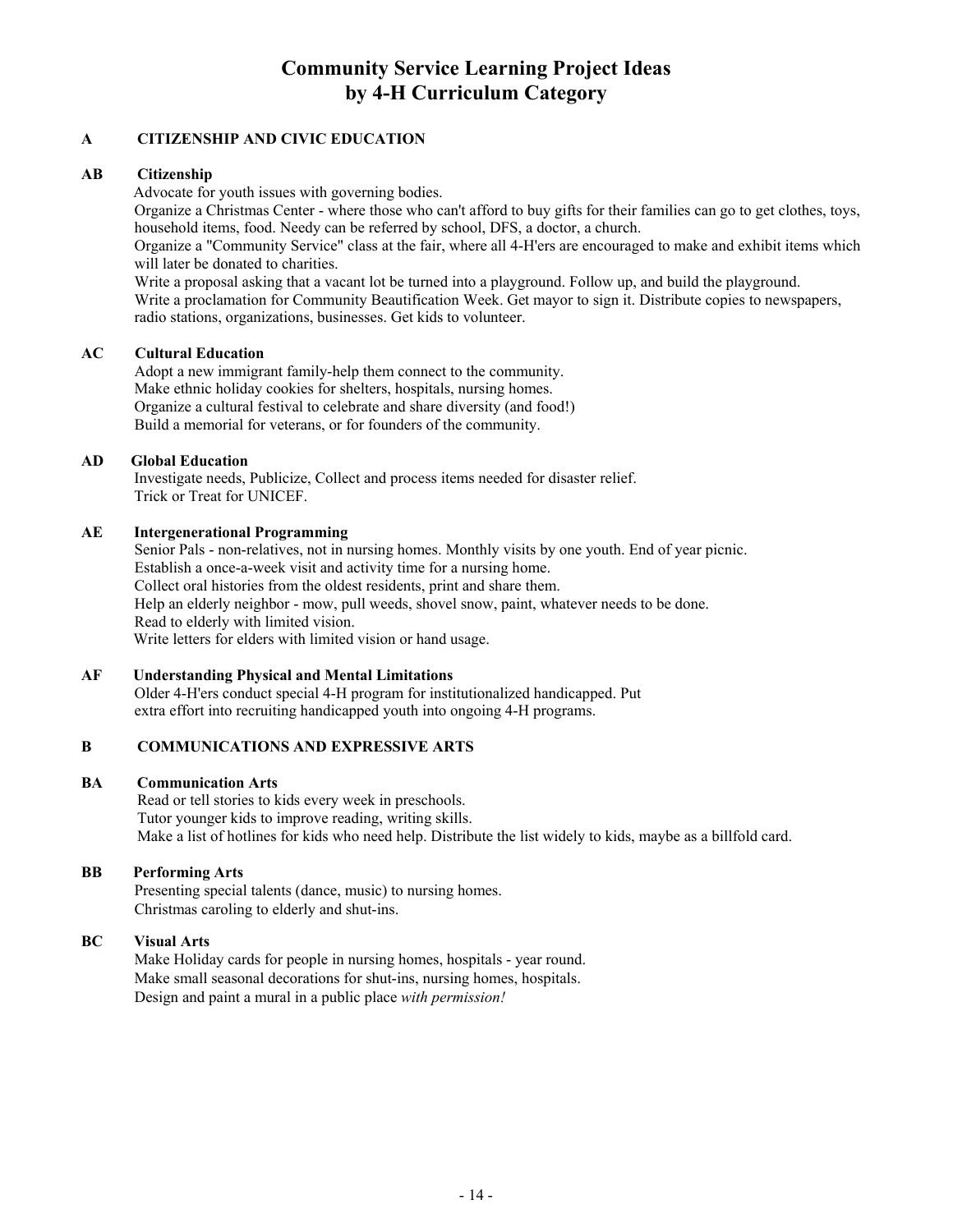# Community Service Learning Project Ideas by 4-H Curriculum Category

## A CITIZENSHIP AND CIVIC EDUCATION

### AB Citizenship

Advocate for youth issues with governing bodies.

Organize a Christmas Center - where those who can't afford to buy gifts for their families can go to get clothes, toys, household items, food. Needy can be referred by school, DFS, a doctor, a church.

Organize a "Community Service" class at the fair, where all 4-H'ers are encouraged to make and exhibit items which will later be donated to charities.

Write a proposal asking that a vacant lot be turned into a playground. Follow up, and build the playground.

Write a proclamation for Community Beautification Week. Get mayor to sign it. Distribute copies to newspapers, radio stations, organizations, businesses. Get kids to volunteer.

### AC Cultural Education

Adopt a new immigrant family-help them connect to the community.

Make ethnic holiday cookies for shelters, hospitals, nursing homes.

Organize a cultural festival to celebrate and share diversity (and food!)

Build a memorial for veterans, or for founders of the community.

### AD Global Education

Investigate needs, Publicize, Collect and process items needed for disaster relief.

Trick or Treat for UNICEF.

### AE Intergenerational Programming

Senior Pals - non-relatives, not in nursing homes. Monthly visits by one youth. End of year picnic.

Establish a once-a-week visit and activity time for a nursing home.

Collect oral histories from the oldest residents, print and share them.

Help an elderly neighbor - mow, pull weeds, shovel snow, paint, whatever needs to be done.

Read to elderly with limited vision.

Write letters for elders with limited vision or hand usage.

### AF Understanding Physical and Mental Limitations

Older 4-H'ers conduct special 4-H program for institutionalized handicapped. Put extra effort into recruiting handicapped youth into ongoing 4-H programs.

## B COMMUNICATIONS AND EXPRESSIVE ARTS

### BA Communication Arts

Read or tell stories to kids every week in preschools.

Tutor younger kids to improve reading, writing skills.

Make a list of hotlines for kids who need help. Distribute the list widely to kids, maybe as a billfold card.

### BB Performing Arts

Presenting special talents (dance, music) to nursing homes.

Christmas caroling to elderly and shut-ins.

### BC Visual Arts

Make Holiday cards for people in nursing homes, hospitals - year round.

Make small seasonal decorations for shut-ins, nursing homes, hospitals.

Design and paint a mural in a public place *with permission!*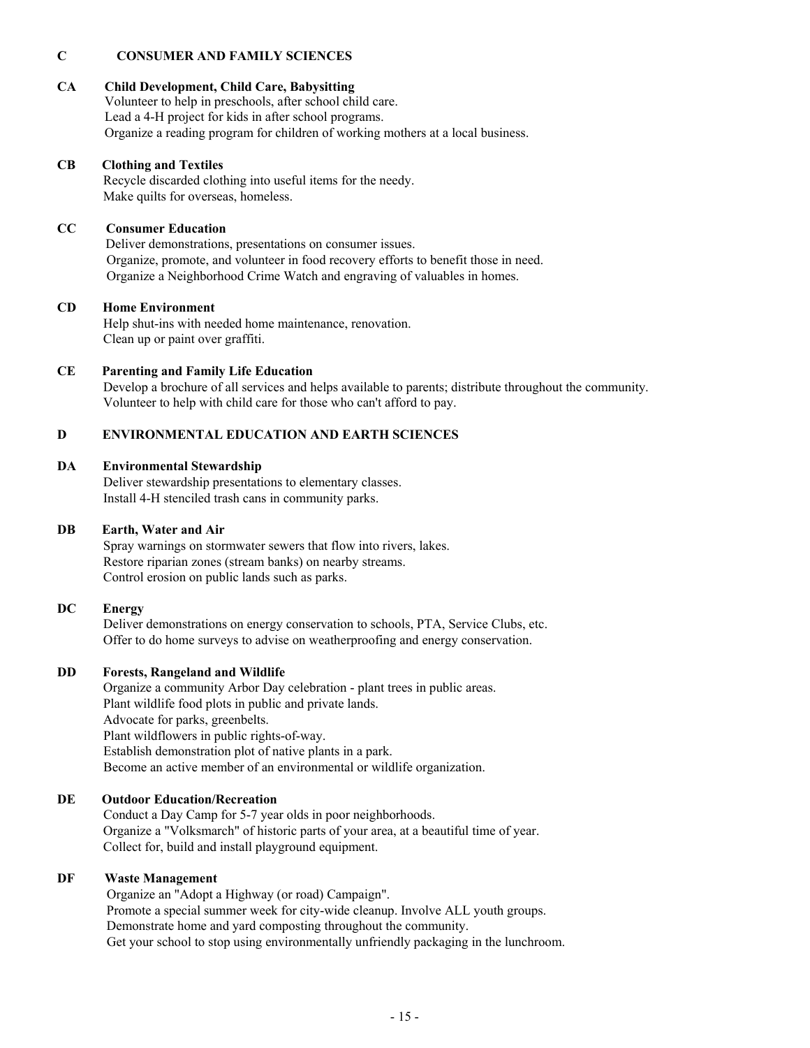## C CONSUMER AND FAMILY SCIENCES

### CA Child Development, Child Care, Babysitting

Volunteer to help in preschools, after school child care.
Lead a 4-H project for kids in after school programs.
Organize a reading program for children of working mothers at a local business.

### CB Clothing and Textiles

Recycle discarded clothing into useful items for the needy.
Make quilts for overseas, homeless.

### CC Consumer Education

Deliver demonstrations, presentations on consumer issues.
Organize, promote, and volunteer in food recovery efforts to benefit those in need.
Organize a Neighborhood Crime Watch and engraving of valuables in homes.

### CD Home Environment

Help shut-ins with needed home maintenance, renovation.
Clean up or paint over graffiti.

### CE Parenting and Family Life Education

Develop a brochure of all services and helps available to parents; distribute throughout the community.
Volunteer to help with child care for those who can't afford to pay.

## D ENVIRONMENTAL EDUCATION AND EARTH SCIENCES

### DA Environmental Stewardship

Deliver stewardship presentations to elementary classes.
Install 4-H stenciled trash cans in community parks.

### DB Earth, Water and Air

Spray warnings on stormwater sewers that flow into rivers, lakes.
Restore riparian zones (stream banks) on nearby streams.
Control erosion on public lands such as parks.

### DC Energy

Deliver demonstrations on energy conservation to schools, PTA, Service Clubs, etc.
Offer to do home surveys to advise on weatherproofing and energy conservation.

### DD Forests, Rangeland and Wildlife

Organize a community Arbor Day celebration - plant trees in public areas.
Plant wildlife food plots in public and private lands.
Advocate for parks, greenbelts.
Plant wildflowers in public rights-of-way.
Establish demonstration plot of native plants in a park.
Become an active member of an environmental or wildlife organization.

### DE Outdoor Education/Recreation

Conduct a Day Camp for 5-7 year olds in poor neighborhoods.
Organize a "Volksmarch" of historic parts of your area, at a beautiful time of year.
Collect for, build and install playground equipment.

### DF Waste Management

Organize an "Adopt a Highway (or road) Campaign".
Promote a special summer week for city-wide cleanup. Involve ALL youth groups.
Demonstrate home and yard composting throughout the community.
Get your school to stop using environmentally unfriendly packaging in the lunchroom.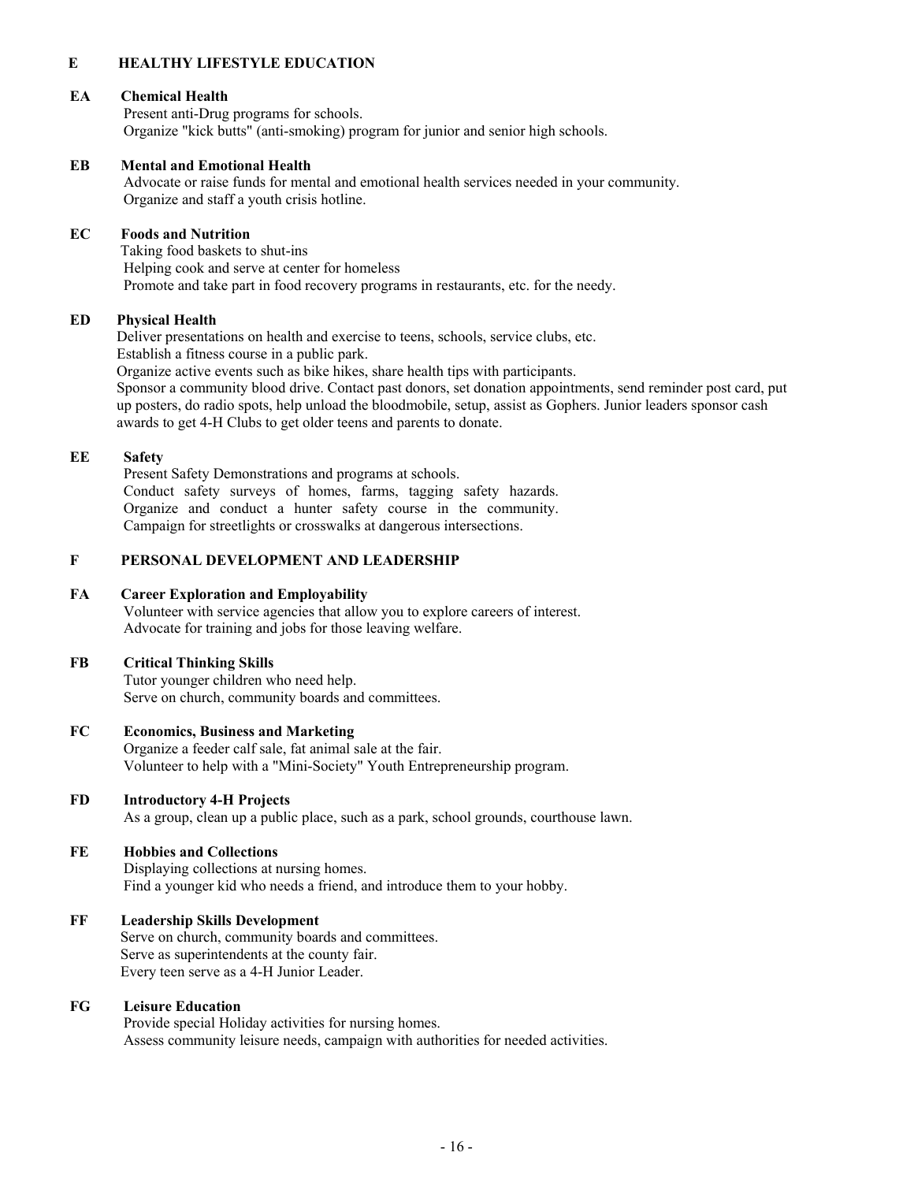## E HEALTHY LIFESTYLE EDUCATION

### EA Chemical Health

Present anti-Drug programs for schools.
Organize "kick butts" (anti-smoking) program for junior and senior high schools.

### EB Mental and Emotional Health

Advocate or raise funds for mental and emotional health services needed in your community.
Organize and staff a youth crisis hotline.

### EC Foods and Nutrition

Taking food baskets to shut-ins
Helping cook and serve at center for homeless
Promote and take part in food recovery programs in restaurants, etc. for the needy.

### ED Physical Health

Deliver presentations on health and exercise to teens, schools, service clubs, etc.
Establish a fitness course in a public park.
Organize active events such as bike hikes, share health tips with participants.
Sponsor a community blood drive. Contact past donors, set donation appointments, send reminder post card, put up posters, do radio spots, help unload the bloodmobile, setup, assist as Gophers. Junior leaders sponsor cash awards to get 4-H Clubs to get older teens and parents to donate.

### EE Safety

Present Safety Demonstrations and programs at schools.
Conduct safety surveys of homes, farms, tagging safety hazards.
Organize and conduct a hunter safety course in the community.
Campaign for streetlights or crosswalks at dangerous intersections.

## F PERSONAL DEVELOPMENT AND LEADERSHIP

### FA Career Exploration and Employability

Volunteer with service agencies that allow you to explore careers of interest.
Advocate for training and jobs for those leaving welfare.

### FB Critical Thinking Skills

Tutor younger children who need help.
Serve on church, community boards and committees.

### FC Economics, Business and Marketing

Organize a feeder calf sale, fat animal sale at the fair.
Volunteer to help with a "Mini-Society" Youth Entrepreneurship program.

### FD Introductory 4-H Projects

As a group, clean up a public place, such as a park, school grounds, courthouse lawn.

### FE Hobbies and Collections

Displaying collections at nursing homes.
Find a younger kid who needs a friend, and introduce them to your hobby.

### FF Leadership Skills Development

Serve on church, community boards and committees.
Serve as superintendents at the county fair.
Every teen serve as a 4-H Junior Leader.

### FG Leisure Education

Provide special Holiday activities for nursing homes.
Assess community leisure needs, campaign with authorities for needed activities.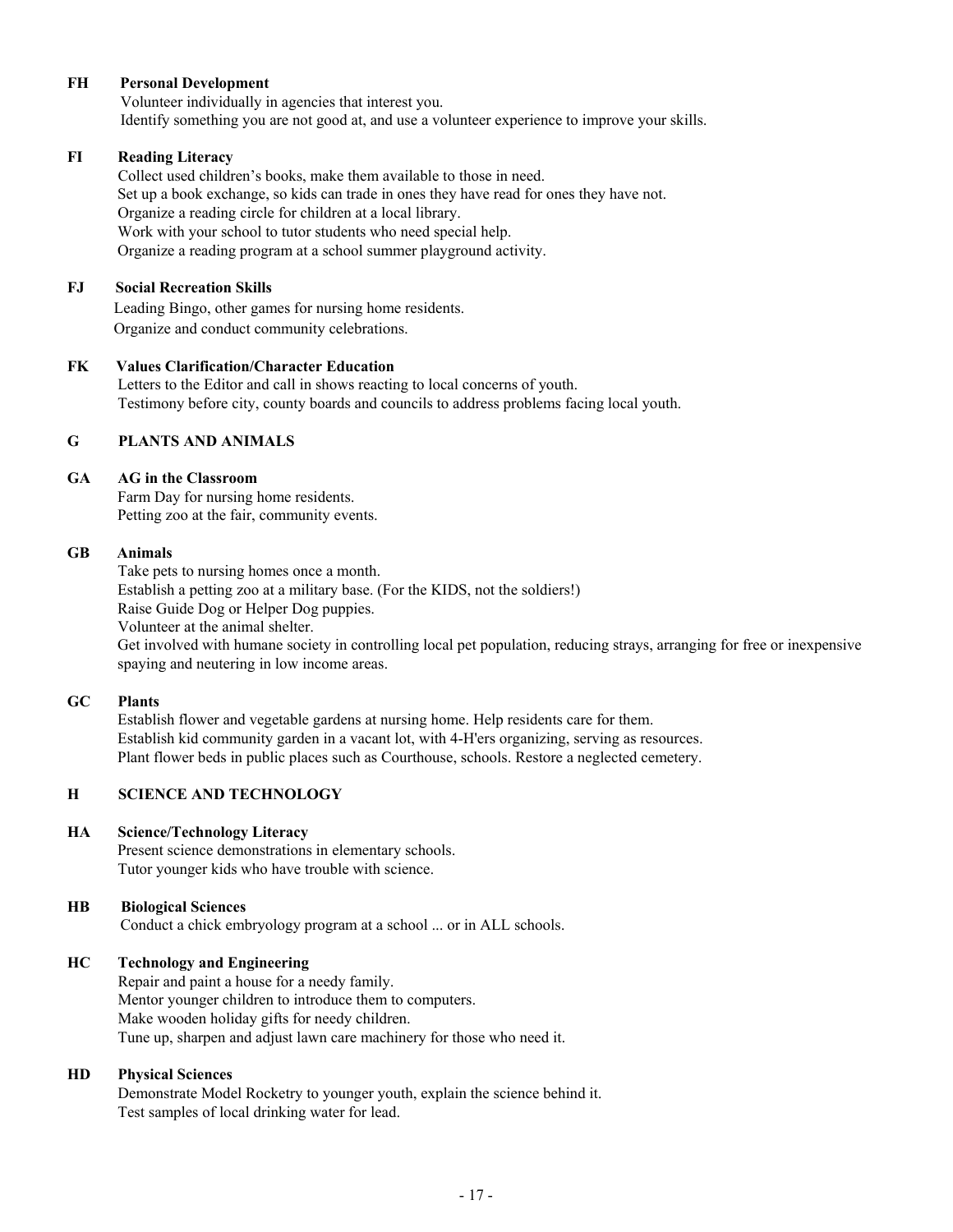**FH Personal Development**

Volunteer individually in agencies that interest you.
Identify something you are not good at, and use a volunteer experience to improve your skills.

**FI Reading Literacy**

Collect used children's books, make them available to those in need.
Set up a book exchange, so kids can trade in ones they have read for ones they have not.
Organize a reading circle for children at a local library.
Work with your school to tutor students who need special help.
Organize a reading program at a school summer playground activity.

**FJ Social Recreation Skills**

Leading Bingo, other games for nursing home residents.
Organize and conduct community celebrations.

**FK Values Clarification/Character Education**

Letters to the Editor and call in shows reacting to local concerns of youth.
Testimony before city, county boards and councils to address problems facing local youth.

## G PLANTS AND ANIMALS

**GA AG in the Classroom**

Farm Day for nursing home residents.
Petting zoo at the fair, community events.

**GB Animals**

Take pets to nursing homes once a month.
Establish a petting zoo at a military base. (For the KIDS, not the soldiers!)
Raise Guide Dog or Helper Dog puppies.
Volunteer at the animal shelter.
Get involved with humane society in controlling local pet population, reducing strays, arranging for free or inexpensive spaying and neutering in low income areas.

**GC Plants**

Establish flower and vegetable gardens at nursing home. Help residents care for them.
Establish kid community garden in a vacant lot, with 4-H'ers organizing, serving as resources.
Plant flower beds in public places such as Courthouse, schools. Restore a neglected cemetery.

## H SCIENCE AND TECHNOLOGY

**HA Science/Technology Literacy**

Present science demonstrations in elementary schools.
Tutor younger kids who have trouble with science.

**HB Biological Sciences**

Conduct a chick embryology program at a school ... or in ALL schools.

**HC Technology and Engineering**

Repair and paint a house for a needy family.
Mentor younger children to introduce them to computers.
Make wooden holiday gifts for needy children.
Tune up, sharpen and adjust lawn care machinery for those who need it.

**HD Physical Sciences**

Demonstrate Model Rocketry to younger youth, explain the science behind it.
Test samples of local drinking water for lead.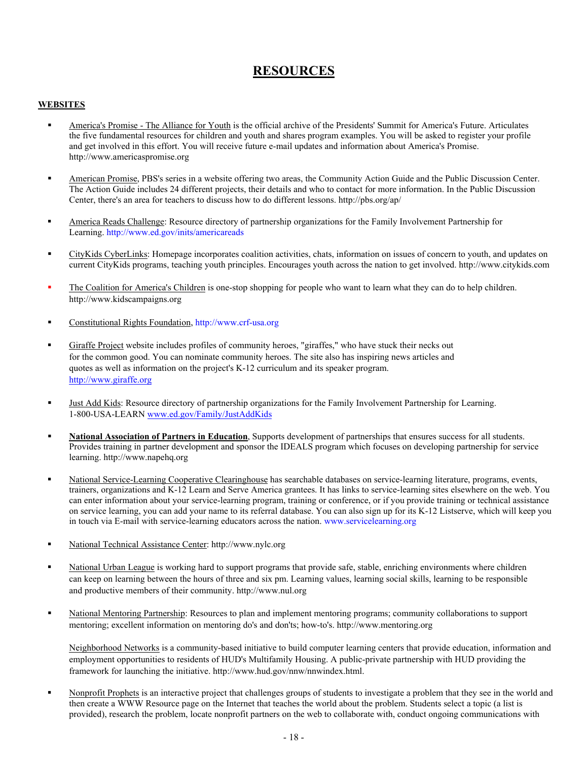# RESOURCES

## WEBSITES

- America's Promise - The Alliance for Youth is the official archive of the Presidents' Summit for America's Future. Articulates the five fundamental resources for children and youth and shares program examples. You will be asked to register your profile and get involved in this effort. You will receive future e-mail updates and information about America's Promise. http://www.americaspromise.org

- American Promise, PBS's series in a website offering two areas, the Community Action Guide and the Public Discussion Center. The Action Guide includes 24 different projects, their details and who to contact for more information. In the Public Discussion Center, there's an area for teachers to discuss how to do different lessons. http://pbs.org/ap/

- America Reads Challenge: Resource directory of partnership organizations for the Family Involvement Partnership for Learning. http://www.ed.gov/inits/americareads

- CityKids CyberLinks: Homepage incorporates coalition activities, chats, information on issues of concern to youth, and updates on current CityKids programs, teaching youth principles. Encourages youth across the nation to get involved. http://www.citykids.com

- The Coalition for America's Children is one-stop shopping for people who want to learn what they can do to help children. http://www.kidscampaigns.org

- Constitutional Rights Foundation, http://www.crf-usa.org

- Giraffe Project website includes profiles of community heroes, "giraffes," who have stuck their necks out for the common good. You can nominate community heroes. The site also has inspiring news articles and quotes as well as information on the project's K-12 curriculum and its speaker program. http://www.giraffe.org

- Just Add Kids: Resource directory of partnership organizations for the Family Involvement Partnership for Learning. 1-800-USA-LEARN www.ed.gov/Family/JustAddKids

- **National Association of Partners in Education**, Supports development of partnerships that ensures success for all students. Provides training in partner development and sponsor the IDEALS program which focuses on developing partnership for service learning. http://www.napehq.org

- National Service-Learning Cooperative Clearinghouse has searchable databases on service-learning literature, programs, events, trainers, organizations and K-12 Learn and Serve America grantees. It has links to service-learning sites elsewhere on the web. You can enter information about your service-learning program, training or conference, or if you provide training or technical assistance on service learning, you can add your name to its referral database. You can also sign up for its K-12 Listserve, which will keep you in touch via E-mail with service-learning educators across the nation. www.servicelearning.org

- National Technical Assistance Center: http://www.nylc.org

- National Urban League is working hard to support programs that provide safe, stable, enriching environments where children can keep on learning between the hours of three and six pm. Learning values, learning social skills, learning to be responsible and productive members of their community. http://www.nul.org

- National Mentoring Partnership: Resources to plan and implement mentoring programs; community collaborations to support mentoring; excellent information on mentoring do's and don'ts; how-to's. http://www.mentoring.org

  Neighborhood Networks is a community-based initiative to build computer learning centers that provide education, information and employment opportunities to residents of HUD's Multifamily Housing. A public-private partnership with HUD providing the framework for launching the initiative. http://www.hud.gov/nnw/nnwindex.html.

- Nonprofit Prophets is an interactive project that challenges groups of students to investigate a problem that they see in the world and then create a WWW Resource page on the Internet that teaches the world about the problem. Students select a topic (a list is provided), research the problem, locate nonprofit partners on the web to collaborate with, conduct ongoing communications with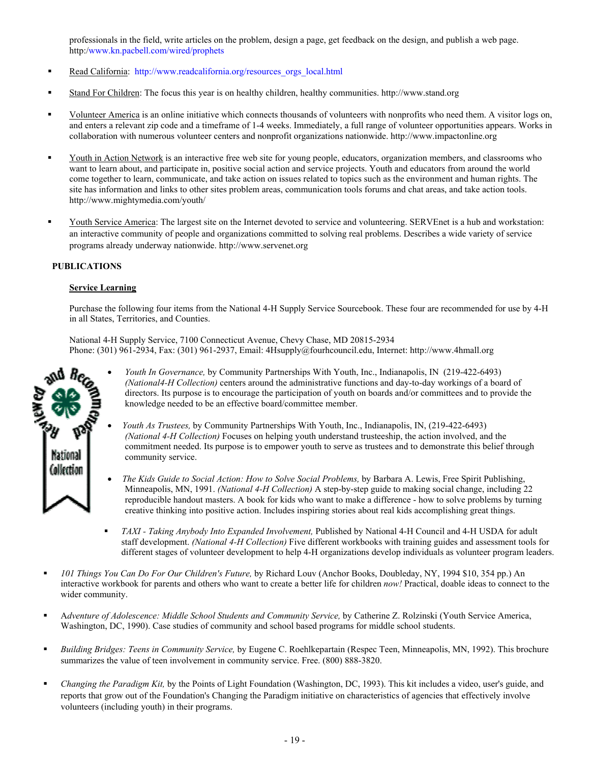professionals in the field, write articles on the problem, design a page, get feedback on the design, and publish a web page. http:/www.kn.pacbell.com/wired/prophets

- Read California: http://www.readcalifornia.org/resources_orgs_local.html

- Stand For Children: The focus this year is on healthy children, healthy communities. http://www.stand.org

- Volunteer America is an online initiative which connects thousands of volunteers with nonprofits who need them. A visitor logs on, and enters a relevant zip code and a timeframe of 1-4 weeks. Immediately, a full range of volunteer opportunities appears. Works in collaboration with numerous volunteer centers and nonprofit organizations nationwide. http://www.impactonline.org

- Youth in Action Network is an interactive free web site for young people, educators, organization members, and classrooms who want to learn about, and participate in, positive social action and service projects. Youth and educators from around the world come together to learn, communicate, and take action on issues related to topics such as the environment and human rights. The site has information and links to other sites problem areas, communication tools forums and chat areas, and take action tools. http://www.mightymedia.com/youth/

- Youth Service America: The largest site on the Internet devoted to service and volunteering. SERVEnet is a hub and workstation: an interactive community of people and organizations committed to solving real problems. Describes a wide variety of service programs already underway nationwide. http://www.servenet.org

## PUBLICATIONS

### Service Learning

Purchase the following four items from the National 4-H Supply Service Sourcebook. These four are recommended for use by 4-H in all States, Territories, and Counties.

National 4-H Supply Service, 7100 Connecticut Avenue, Chevy Chase, MD 20815-2934
Phone: (301) 961-2934, Fax: (301) 961-2937, Email: 4Hsupply@fourhcouncil.edu, Internet: http://www.4hmall.org

- *Youth In Governance,* by Community Partnerships With Youth, Inc., Indianapolis, IN (219-422-6493) *(National4-H Collection)* centers around the administrative functions and day-to-day workings of a board of directors. Its purpose is to encourage the participation of youth on boards and/or committees and to provide the knowledge needed to be an effective board/committee member.

- *Youth As Trustees,* by Community Partnerships With Youth, Inc., Indianapolis, IN, (219-422-6493) *(National 4-H Collection)* Focuses on helping youth understand trusteeship, the action involved, and the commitment needed. Its purpose is to empower youth to serve as trustees and to demonstrate this belief through community service.

- *The Kids Guide to Social Action: How to Solve Social Problems,* by Barbara A. Lewis, Free Spirit Publishing, Minneapolis, MN, 1991. *(National 4-H Collection)* A step-by-step guide to making social change, including 22 reproducible handout masters. A book for kids who want to make a difference - how to solve problems by turning creative thinking into positive action. Includes inspiring stories about real kids accomplishing great things.

- *TAXI - Taking Anybody Into Expanded Involvement,* Published by National 4-H Council and 4-H USDA for adult staff development. *(National 4-H Collection)* Five different workbooks with training guides and assessment tools for different stages of volunteer development to help 4-H organizations develop individuals as volunteer program leaders.

- *101 Things You Can Do For Our Children's Future,* by Richard Louv (Anchor Books, Doubleday, NY, 1994 $10, 354 pp.) An interactive workbook for parents and others who want to create a better life for children *now!* Practical, doable ideas to connect to the wider community.

- A*dventure of Adolescence: Middle School Students and Community Service,* by Catherine Z. Rolzinski (Youth Service America, Washington, DC, 1990). Case studies of community and school based programs for middle school students.

- *Building Bridges: Teens in Community Service,* by Eugene C. Roehlkepartain (Respec Teen, Minneapolis, MN, 1992). This brochure summarizes the value of teen involvement in community service. Free. (800) 888-3820.

- *Changing the Paradigm Kit,* by the Points of Light Foundation (Washington, DC, 1993). This kit includes a video, user's guide, and reports that grow out of the Foundation's Changing the Paradigm initiative on characteristics of agencies that effectively involve volunteers (including youth) in their programs.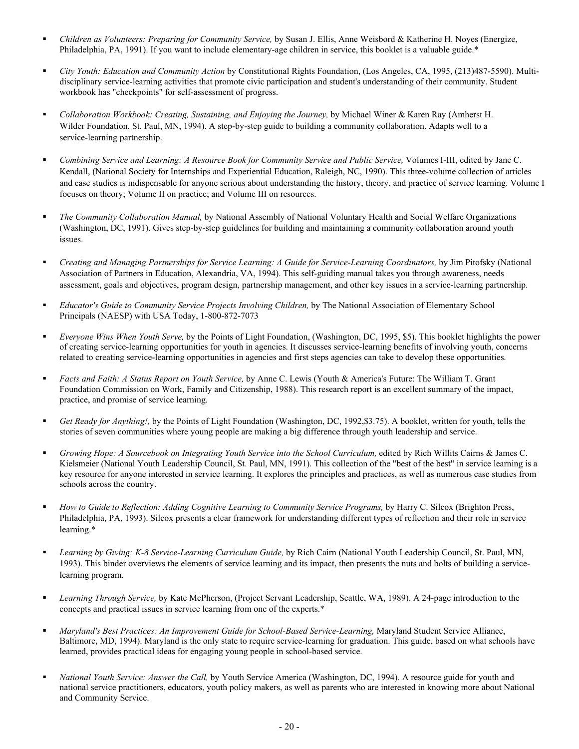- *Children as Volunteers: Preparing for Community Service,* by Susan J. Ellis, Anne Weisbord & Katherine H. Noyes (Energize, Philadelphia, PA, 1991). If you want to include elementary-age children in service, this booklet is a valuable guide.*

- *City Youth: Education and Community Action* by Constitutional Rights Foundation, (Los Angeles, CA, 1995, (213)487-5590). Multi-disciplinary service-learning activities that promote civic participation and student's understanding of their community. Student workbook has "checkpoints" for self-assessment of progress.

- *Collaboration Workbook: Creating, Sustaining, and Enjoying the Journey,* by Michael Winer & Karen Ray (Amherst H. Wilder Foundation, St. Paul, MN, 1994). A step-by-step guide to building a community collaboration. Adapts well to a service-learning partnership.

- *Combining Service and Learning: A Resource Book for Community Service and Public Service,* Volumes I-III, edited by Jane C. Kendall, (National Society for Internships and Experiential Education, Raleigh, NC, 1990). This three-volume collection of articles and case studies is indispensable for anyone serious about understanding the history, theory, and practice of service learning. Volume I focuses on theory; Volume II on practice; and Volume III on resources.

- *The Community Collaboration Manual,* by National Assembly of National Voluntary Health and Social Welfare Organizations (Washington, DC, 1991). Gives step-by-step guidelines for building and maintaining a community collaboration around youth issues.

- *Creating and Managing Partnerships for Service Learning: A Guide for Service-Learning Coordinators,* by Jim Pitofsky (National Association of Partners in Education, Alexandria, VA, 1994). This self-guiding manual takes you through awareness, needs assessment, goals and objectives, program design, partnership management, and other key issues in a service-learning partnership.

- *Educator's Guide to Community Service Projects Involving Children,* by The National Association of Elementary School Principals (NAESP) with USA Today, 1-800-872-7073

- *Everyone Wins When Youth Serve,* by the Points of Light Foundation, (Washington, DC, 1995, $5). This booklet highlights the power of creating service-learning opportunities for youth in agencies. It discusses service-learning benefits of involving youth, concerns related to creating service-learning opportunities in agencies and first steps agencies can take to develop these opportunities.

- *Facts and Faith: A Status Report on Youth Service,* by Anne C. Lewis (Youth & America's Future: The William T. Grant Foundation Commission on Work, Family and Citizenship, 1988). This research report is an excellent summary of the impact, practice, and promise of service learning.

- *Get Ready for Anything!,* by the Points of Light Foundation (Washington, DC, 1992,$3.75). A booklet, written for youth, tells the stories of seven communities where young people are making a big difference through youth leadership and service.

- *Growing Hope: A Sourcebook on Integrating Youth Service into the School Curriculum,* edited by Rich Willits Cairns & James C. Kielsmeier (National Youth Leadership Council, St. Paul, MN, 1991). This collection of the "best of the best" in service learning is a key resource for anyone interested in service learning. It explores the principles and practices, as well as numerous case studies from schools across the country.

- *How to Guide to Reflection: Adding Cognitive Learning to Community Service Programs,* by Harry C. Silcox (Brighton Press, Philadelphia, PA, 1993). Silcox presents a clear framework for understanding different types of reflection and their role in service learning.*

- *Learning by Giving: K-8 Service-Learning Curriculum Guide,* by Rich Cairn (National Youth Leadership Council, St. Paul, MN, 1993). This binder overviews the elements of service learning and its impact, then presents the nuts and bolts of building a service-learning program.

- *Learning Through Service,* by Kate McPherson, (Project Servant Leadership, Seattle, WA, 1989). A 24-page introduction to the concepts and practical issues in service learning from one of the experts.*

- *Maryland's Best Practices: An Improvement Guide for School-Based Service-Learning,* Maryland Student Service Alliance, Baltimore, MD, 1994). Maryland is the only state to require service-learning for graduation. This guide, based on what schools have learned, provides practical ideas for engaging young people in school-based service.

- *National Youth Service: Answer the Call,* by Youth Service America (Washington, DC, 1994). A resource guide for youth and national service practitioners, educators, youth policy makers, as well as parents who are interested in knowing more about National and Community Service.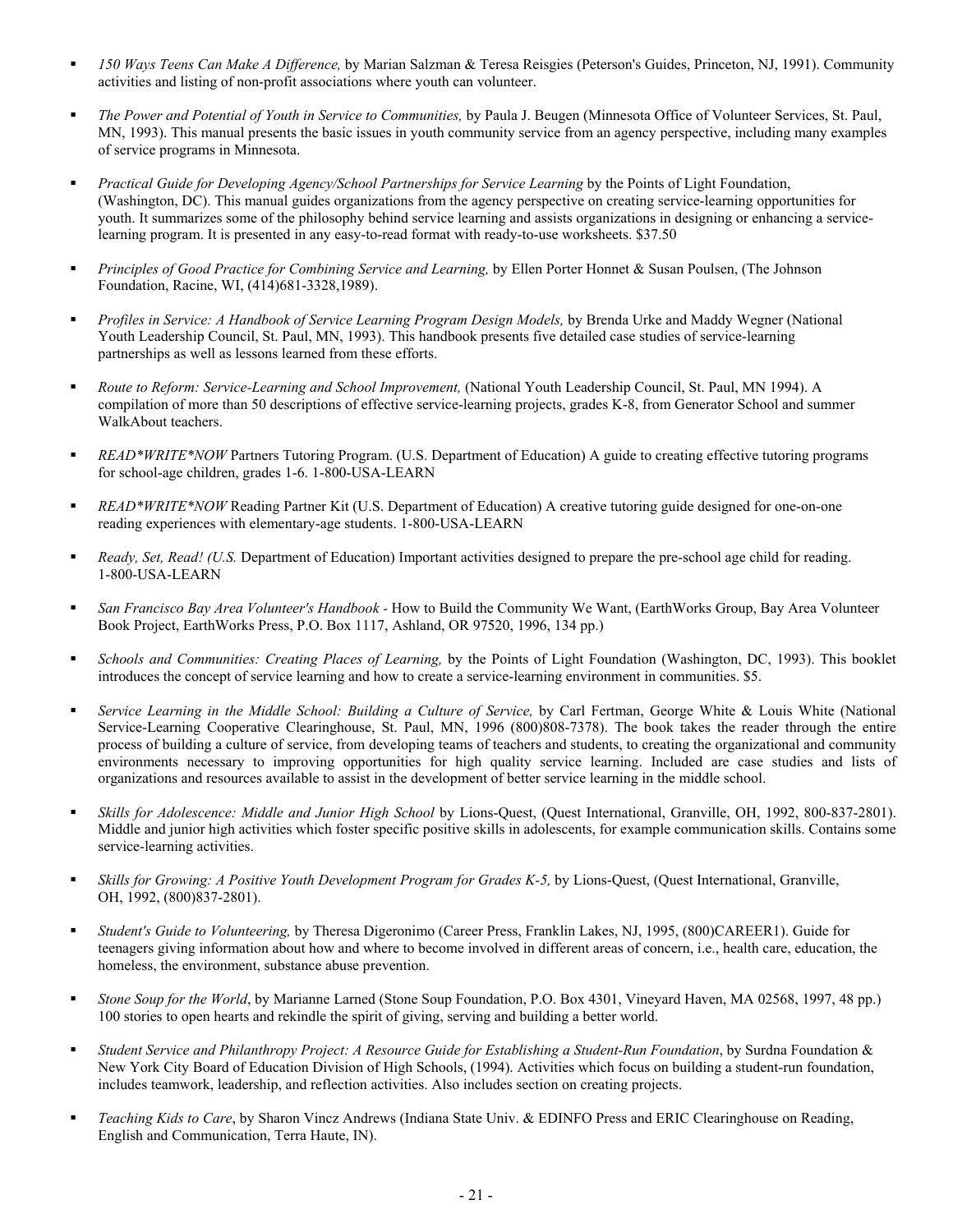- *150 Ways Teens Can Make A Difference,* by Marian Salzman & Teresa Reisgies (Peterson's Guides, Princeton, NJ, 1991). Community activities and listing of non-profit associations where youth can volunteer.

- *The Power and Potential of Youth in Service to Communities,* by Paula J. Beugen (Minnesota Office of Volunteer Services, St. Paul, MN, 1993). This manual presents the basic issues in youth community service from an agency perspective, including many examples of service programs in Minnesota.

- *Practical Guide for Developing Agency/School Partnerships for Service Learning* by the Points of Light Foundation, (Washington, DC). This manual guides organizations from the agency perspective on creating service-learning opportunities for youth. It summarizes some of the philosophy behind service learning and assists organizations in designing or enhancing a service-learning program. It is presented in any easy-to-read format with ready-to-use worksheets. $37.50

- *Principles of Good Practice for Combining Service and Learning,* by Ellen Porter Honnet & Susan Poulsen, (The Johnson Foundation, Racine, WI, (414)681-3328,1989).

- *Profiles in Service: A Handbook of Service Learning Program Design Models,* by Brenda Urke and Maddy Wegner (National Youth Leadership Council, St. Paul, MN, 1993). This handbook presents five detailed case studies of service-learning partnerships as well as lessons learned from these efforts.

- *Route to Reform: Service-Learning and School Improvement,* (National Youth Leadership Council, St. Paul, MN 1994). A compilation of more than 50 descriptions of effective service-learning projects, grades K-8, from Generator School and summer WalkAbout teachers.

- *READ*WRITE*NOW* Partners Tutoring Program. (U.S. Department of Education) A guide to creating effective tutoring programs for school-age children, grades 1-6. 1-800-USA-LEARN

- *READ*WRITE*NOW* Reading Partner Kit (U.S. Department of Education) A creative tutoring guide designed for one-on-one reading experiences with elementary-age students. 1-800-USA-LEARN

- *Ready, Set, Read! (U.S.* Department of Education) Important activities designed to prepare the pre-school age child for reading. 1-800-USA-LEARN

- *San Francisco Bay Area Volunteer's Handbook* - How to Build the Community We Want, (EarthWorks Group, Bay Area Volunteer Book Project, EarthWorks Press, P.O. Box 1117, Ashland, OR 97520, 1996, 134 pp.)

- *Schools and Communities: Creating Places of Learning,* by the Points of Light Foundation (Washington, DC, 1993). This booklet introduces the concept of service learning and how to create a service-learning environment in communities. $5.

- *Service Learning in the Middle School: Building a Culture of Service,* by Carl Fertman, George White & Louis White (National Service-Learning Cooperative Clearinghouse, St. Paul, MN, 1996 (800)808-7378). The book takes the reader through the entire process of building a culture of service, from developing teams of teachers and students, to creating the organizational and community environments necessary to improving opportunities for high quality service learning. Included are case studies and lists of organizations and resources available to assist in the development of better service learning in the middle school.

- *Skills for Adolescence: Middle and Junior High School* by Lions-Quest, (Quest International, Granville, OH, 1992, 800-837-2801). Middle and junior high activities which foster specific positive skills in adolescents, for example communication skills. Contains some service-learning activities.

- *Skills for Growing: A Positive Youth Development Program for Grades K-5,* by Lions-Quest, (Quest International, Granville, OH, 1992, (800)837-2801).

- *Student's Guide to Volunteering,* by Theresa Digeronimo (Career Press, Franklin Lakes, NJ, 1995, (800)CAREER1). Guide for teenagers giving information about how and where to become involved in different areas of concern, i.e., health care, education, the homeless, the environment, substance abuse prevention.

- *Stone Soup for the World*, by Marianne Larned (Stone Soup Foundation, P.O. Box 4301, Vineyard Haven, MA 02568, 1997, 48 pp.) 100 stories to open hearts and rekindle the spirit of giving, serving and building a better world.

- *Student Service and Philanthropy Project: A Resource Guide for Establishing a Student-Run Foundation*, by Surdna Foundation & New York City Board of Education Division of High Schools, (1994). Activities which focus on building a student-run foundation, includes teamwork, leadership, and reflection activities. Also includes section on creating projects.

- *Teaching Kids to Care*, by Sharon Vincz Andrews (Indiana State Univ. & EDINFO Press and ERIC Clearinghouse on Reading, English and Communication, Terra Haute, IN).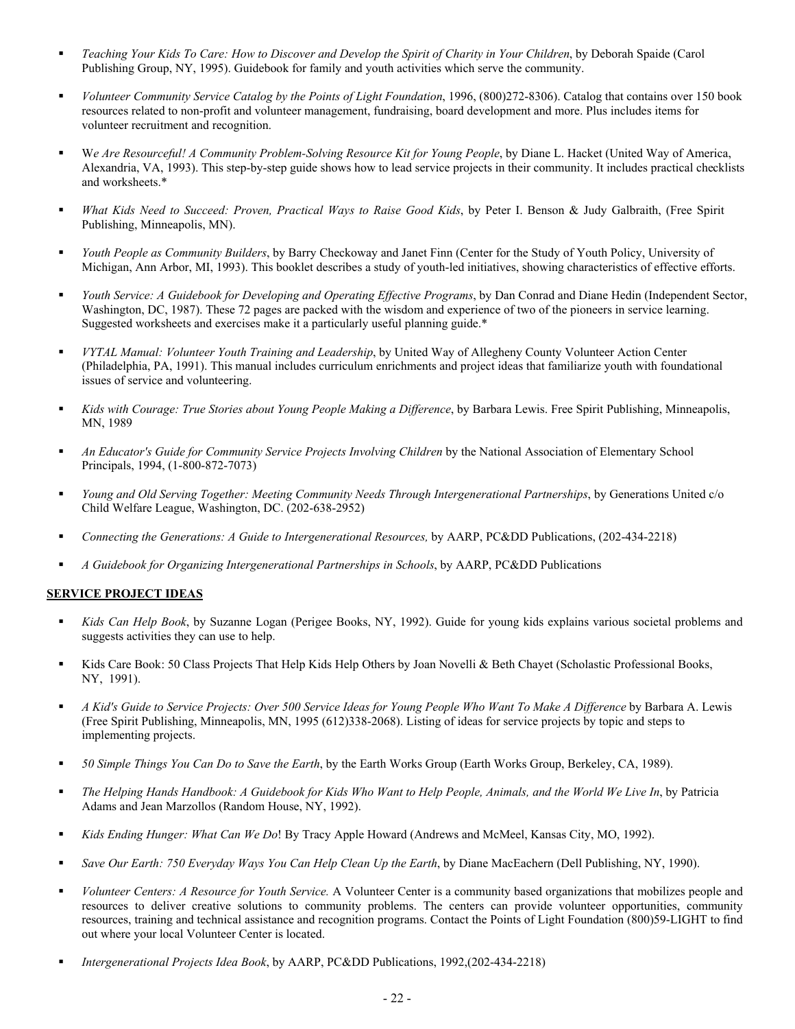- *Teaching Your Kids To Care: How to Discover and Develop the Spirit of Charity in Your Children*, by Deborah Spaide (Carol Publishing Group, NY, 1995). Guidebook for family and youth activities which serve the community.

- *Volunteer Community Service Catalog by the Points of Light Foundation*, 1996, (800)272-8306). Catalog that contains over 150 book resources related to non-profit and volunteer management, fundraising, board development and more. Plus includes items for volunteer recruitment and recognition.

- W*e Are Resourceful! A Community Problem-Solving Resource Kit for Young People*, by Diane L. Hacket (United Way of America, Alexandria, VA, 1993). This step-by-step guide shows how to lead service projects in their community. It includes practical checklists and worksheets.*

- *What Kids Need to Succeed: Proven, Practical Ways to Raise Good Kids*, by Peter I. Benson & Judy Galbraith, (Free Spirit Publishing, Minneapolis, MN).

- *Youth People as Community Builders*, by Barry Checkoway and Janet Finn (Center for the Study of Youth Policy, University of Michigan, Ann Arbor, MI, 1993). This booklet describes a study of youth-led initiatives, showing characteristics of effective efforts.

- *Youth Service: A Guidebook for Developing and Operating Effective Programs*, by Dan Conrad and Diane Hedin (Independent Sector, Washington, DC, 1987). These 72 pages are packed with the wisdom and experience of two of the pioneers in service learning. Suggested worksheets and exercises make it a particularly useful planning guide.*

- *VYTAL Manual: Volunteer Youth Training and Leadership*, by United Way of Allegheny County Volunteer Action Center (Philadelphia, PA, 1991). This manual includes curriculum enrichments and project ideas that familiarize youth with foundational issues of service and volunteering.

- *Kids with Courage: True Stories about Young People Making a Difference*, by Barbara Lewis. Free Spirit Publishing, Minneapolis, MN, 1989

- *An Educator's Guide for Community Service Projects Involving Children* by the National Association of Elementary School Principals, 1994, (1-800-872-7073)

- *Young and Old Serving Together: Meeting Community Needs Through Intergenerational Partnerships*, by Generations United c/o Child Welfare League, Washington, DC. (202-638-2952)

- *Connecting the Generations: A Guide to Intergenerational Resources,* by AARP, PC&DD Publications, (202-434-2218)

- *A Guidebook for Organizing Intergenerational Partnerships in Schools*, by AARP, PC&DD Publications

**SERVICE PROJECT IDEAS**

- *Kids Can Help Book*, by Suzanne Logan (Perigee Books, NY, 1992). Guide for young kids explains various societal problems and suggests activities they can use to help.

- Kids Care Book: 50 Class Projects That Help Kids Help Others by Joan Novelli & Beth Chayet (Scholastic Professional Books, NY, 1991).

- *A Kid's Guide to Service Projects: Over 500 Service Ideas for Young People Who Want To Make A Difference* by Barbara A. Lewis (Free Spirit Publishing, Minneapolis, MN, 1995 (612)338-2068). Listing of ideas for service projects by topic and steps to implementing projects.

- *50 Simple Things You Can Do to Save the Earth*, by the Earth Works Group (Earth Works Group, Berkeley, CA, 1989).

- *The Helping Hands Handbook: A Guidebook for Kids Who Want to Help People, Animals, and the World We Live In*, by Patricia Adams and Jean Marzollos (Random House, NY, 1992).

- *Kids Ending Hunger: What Can We Do*! By Tracy Apple Howard (Andrews and McMeel, Kansas City, MO, 1992).

- *Save Our Earth: 750 Everyday Ways You Can Help Clean Up the Earth*, by Diane MacEachern (Dell Publishing, NY, 1990).

- *Volunteer Centers: A Resource for Youth Service.* A Volunteer Center is a community based organizations that mobilizes people and resources to deliver creative solutions to community problems. The centers can provide volunteer opportunities, community resources, training and technical assistance and recognition programs. Contact the Points of Light Foundation (800)59-LIGHT to find out where your local Volunteer Center is located.

- *Intergenerational Projects Idea Book*, by AARP, PC&DD Publications, 1992,(202-434-2218)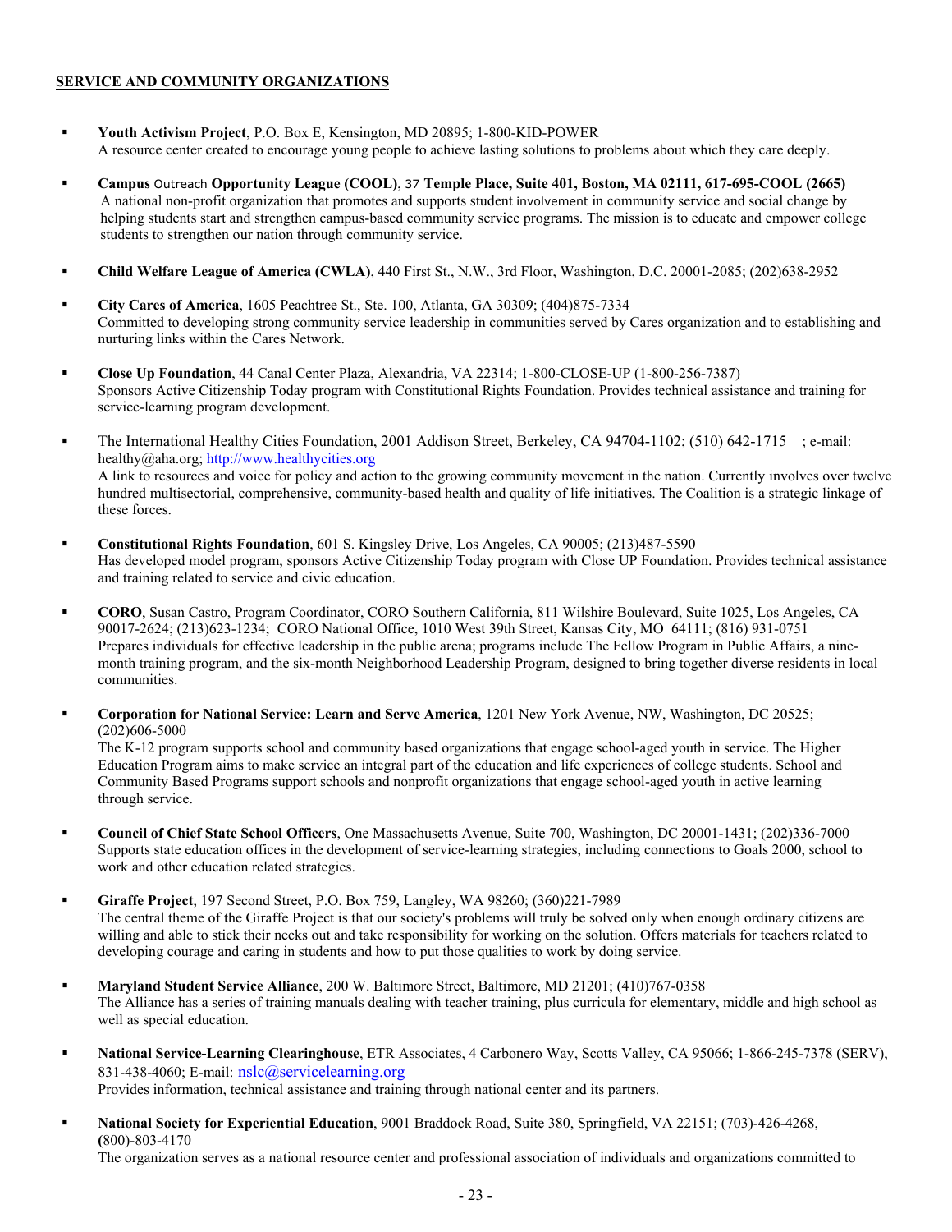**SERVICE AND COMMUNITY ORGANIZATIONS**

- **Youth Activism Project**, P.O. Box E, Kensington, MD 20895; 1-800-KID-POWER
  A resource center created to encourage young people to achieve lasting solutions to problems about which they care deeply.

- **Campus** Outreach **Opportunity League (COOL)**, 37 **Temple Place, Suite 401, Boston, MA 02111, 617-695-COOL (2665)**
  A national non-profit organization that promotes and supports student involvement in community service and social change by helping students start and strengthen campus-based community service programs. The mission is to educate and empower college students to strengthen our nation through community service.

- **Child Welfare League of America (CWLA)**, 440 First St., N.W., 3rd Floor, Washington, D.C. 20001-2085; (202)638-2952

- **City Cares of America**, 1605 Peachtree St., Ste. 100, Atlanta, GA 30309; (404)875-7334
  Committed to developing strong community service leadership in communities served by Cares organization and to establishing and nurturing links within the Cares Network.

- **Close Up Foundation**, 44 Canal Center Plaza, Alexandria, VA 22314; 1-800-CLOSE-UP (1-800-256-7387)
  Sponsors Active Citizenship Today program with Constitutional Rights Foundation. Provides technical assistance and training for service-learning program development.

- The International Healthy Cities Foundation, 2001 Addison Street, Berkeley, CA 94704-1102; (510) 642-1715 ; e-mail: healthy@aha.org; http://www.healthycities.org
  A link to resources and voice for policy and action to the growing community movement in the nation. Currently involves over twelve hundred multisectorial, comprehensive, community-based health and quality of life initiatives. The Coalition is a strategic linkage of these forces.

- **Constitutional Rights Foundation**, 601 S. Kingsley Drive, Los Angeles, CA 90005; (213)487-5590
  Has developed model program, sponsors Active Citizenship Today program with Close UP Foundation. Provides technical assistance and training related to service and civic education.

- **CORO**, Susan Castro, Program Coordinator, CORO Southern California, 811 Wilshire Boulevard, Suite 1025, Los Angeles, CA 90017-2624; (213)623-1234; CORO National Office, 1010 West 39th Street, Kansas City, MO 64111; (816) 931-0751
  Prepares individuals for effective leadership in the public arena; programs include The Fellow Program in Public Affairs, a nine-month training program, and the six-month Neighborhood Leadership Program, designed to bring together diverse residents in local communities.

- **Corporation for National Service: Learn and Serve America**, 1201 New York Avenue, NW, Washington, DC 20525; (202)606-5000
  The K-12 program supports school and community based organizations that engage school-aged youth in service. The Higher Education Program aims to make service an integral part of the education and life experiences of college students. School and Community Based Programs support schools and nonprofit organizations that engage school-aged youth in active learning through service.

- **Council of Chief State School Officers**, One Massachusetts Avenue, Suite 700, Washington, DC 20001-1431; (202)336-7000
  Supports state education offices in the development of service-learning strategies, including connections to Goals 2000, school to work and other education related strategies.

- **Giraffe Project**, 197 Second Street, P.O. Box 759, Langley, WA 98260; (360)221-7989
  The central theme of the Giraffe Project is that our society's problems will truly be solved only when enough ordinary citizens are willing and able to stick their necks out and take responsibility for working on the solution. Offers materials for teachers related to developing courage and caring in students and how to put those qualities to work by doing service.

- **Maryland Student Service Alliance**, 200 W. Baltimore Street, Baltimore, MD 21201; (410)767-0358
  The Alliance has a series of training manuals dealing with teacher training, plus curricula for elementary, middle and high school as well as special education.

- **National Service-Learning Clearinghouse**, ETR Associates, 4 Carbonero Way, Scotts Valley, CA 95066; 1-866-245-7378 (SERV), 831-438-4060; E-mail: nslc@servicelearning.org
  Provides information, technical assistance and training through national center and its partners.

- **National Society for Experiential Education**, 9001 Braddock Road, Suite 380, Springfield, VA 22151; (703)-426-4268, (800)-803-4170
  The organization serves as a national resource center and professional association of individuals and organizations committed to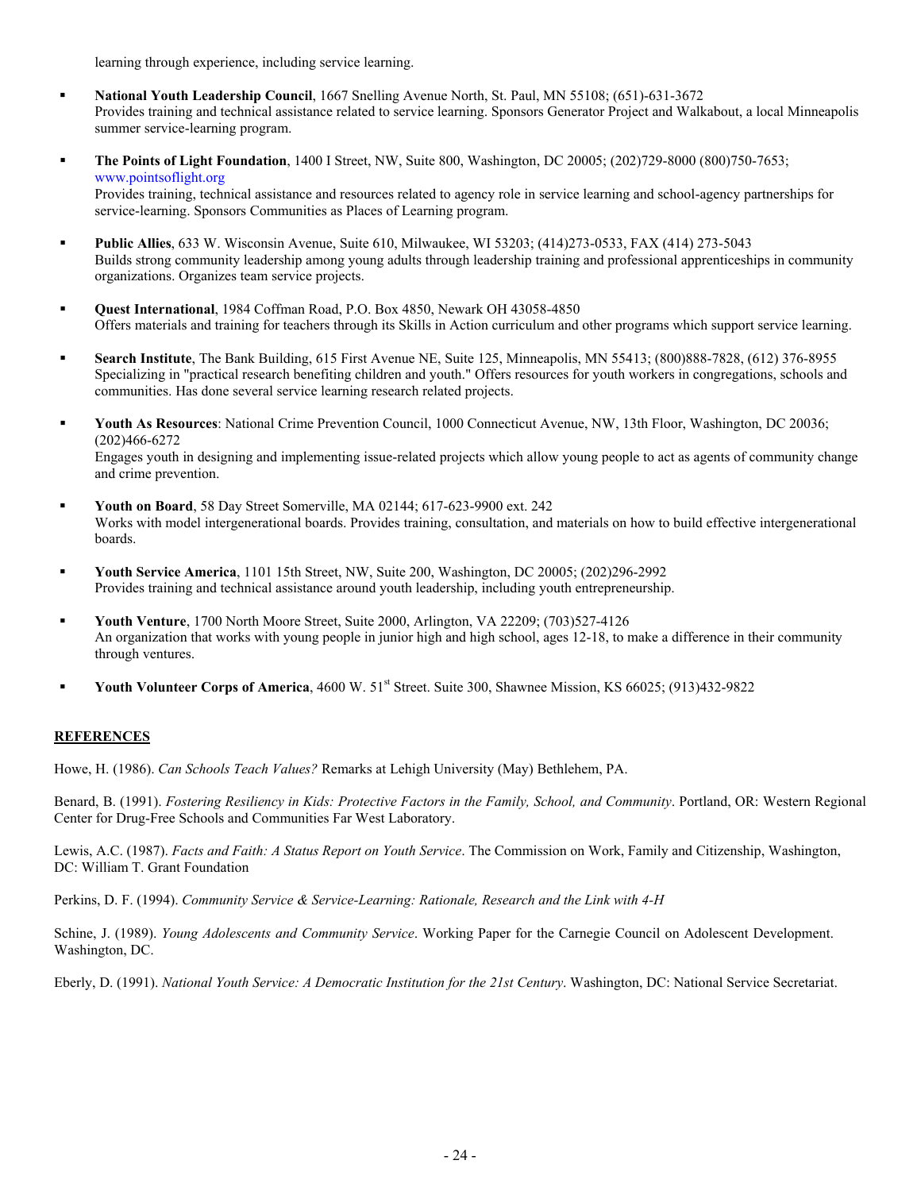learning through experience, including service learning.

- **National Youth Leadership Council**, 1667 Snelling Avenue North, St. Paul, MN 55108; (651)-631-3672
  Provides training and technical assistance related to service learning. Sponsors Generator Project and Walkabout, a local Minneapolis summer service-learning program.

- **The Points of Light Foundation**, 1400 I Street, NW, Suite 800, Washington, DC 20005; (202)729-8000 (800)750-7653; www.pointsoflight.org
  Provides training, technical assistance and resources related to agency role in service learning and school-agency partnerships for service-learning. Sponsors Communities as Places of Learning program.

- **Public Allies**, 633 W. Wisconsin Avenue, Suite 610, Milwaukee, WI 53203; (414)273-0533, FAX (414) 273-5043
  Builds strong community leadership among young adults through leadership training and professional apprenticeships in community organizations. Organizes team service projects.

- **Quest International**, 1984 Coffman Road, P.O. Box 4850, Newark OH 43058-4850
  Offers materials and training for teachers through its Skills in Action curriculum and other programs which support service learning.

- **Search Institute**, The Bank Building, 615 First Avenue NE, Suite 125, Minneapolis, MN 55413; (800)888-7828, (612) 376-8955
  Specializing in "practical research benefiting children and youth." Offers resources for youth workers in congregations, schools and communities. Has done several service learning research related projects.

- **Youth As Resources**: National Crime Prevention Council, 1000 Connecticut Avenue, NW, 13th Floor, Washington, DC 20036; (202)466-6272
  Engages youth in designing and implementing issue-related projects which allow young people to act as agents of community change and crime prevention.

- **Youth on Board**, 58 Day Street Somerville, MA 02144; 617-623-9900 ext. 242
  Works with model intergenerational boards. Provides training, consultation, and materials on how to build effective intergenerational boards.

- **Youth Service America**, 1101 15th Street, NW, Suite 200, Washington, DC 20005; (202)296-2992
  Provides training and technical assistance around youth leadership, including youth entrepreneurship.

- **Youth Venture**, 1700 North Moore Street, Suite 2000, Arlington, VA 22209; (703)527-4126
  An organization that works with young people in junior high and high school, ages 12-18, to make a difference in their community through ventures.

- **Youth Volunteer Corps of America**, 4600 W. 51st Street. Suite 300, Shawnee Mission, KS 66025; (913)432-9822

## REFERENCES

Howe, H. (1986). *Can Schools Teach Values?* Remarks at Lehigh University (May) Bethlehem, PA.

Benard, B. (1991). *Fostering Resiliency in Kids: Protective Factors in the Family, School, and Community*. Portland, OR: Western Regional Center for Drug-Free Schools and Communities Far West Laboratory.

Lewis, A.C. (1987). *Facts and Faith: A Status Report on Youth Service*. The Commission on Work, Family and Citizenship, Washington, DC: William T. Grant Foundation

Perkins, D. F. (1994). *Community Service & Service-Learning: Rationale, Research and the Link with 4-H*

Schine, J. (1989). *Young Adolescents and Community Service*. Working Paper for the Carnegie Council on Adolescent Development. Washington, DC.

Eberly, D. (1991). *National Youth Service: A Democratic Institution for the 21st Century*. Washington, DC: National Service Secretariat.